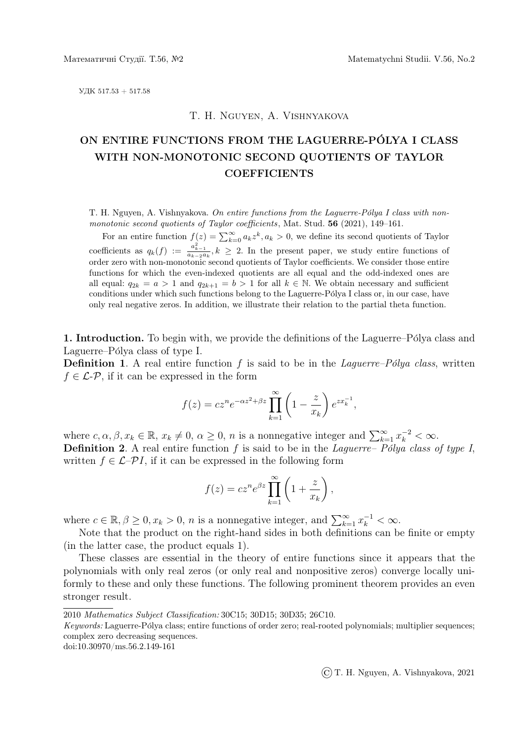УДК 517.53 + 517.58

T. H. Nguyen, A. Vishnyakova

# ON ENTIRE FUNCTIONS FROM THE LAGUERRE-PÓLYA I CLASS WITH NON-MONOTONIC SECOND QUOTIENTS OF TAYLOR COEFFICIENTS

T. H. Nguyen, A. Vishnyakova. *On entire functions from the Laguerre-Pólya I class with non-monotonic second quotients of Taylor coefficients*, Mat. Stud. **56** (2021), 149–161.

For an entire function $f(z)=\sum_{k=0}^{\infty} a_k z^k, a_k>0$, we define its second quotients of Taylor coefficients as $q_k(f) := \frac{a_{k-1}^2}{a_{k-2}a_k}, k\geq 2$. In the present paper, we study entire functions of order zero with non-monotonic second quotients of Taylor coefficients. We consider those entire functions for which the even-indexed quotients are all equal and the odd-indexed ones are all equal: $q_{2k}=a>1$ and $q_{2k+1}=b>1$ for all $k\in\mathbb{N}$. We obtain necessary and sufficient conditions under which such functions belong to the Laguerre-Pólya I class or, in our case, have only real negative zeros. In addition, we illustrate their relation to the partial theta function.

**1. Introduction.** To begin with, we provide the definitions of the Laguerre–Pólya class and Laguerre–Pólya class of type I.

**Definition 1**. A real entire function $f$ is said to be in the *Laguerre–Pólya class*, written $f\in\mathcal{L}\text{-}\mathcal{P}$, if it can be expressed in the form

$$f(z)=cz^n e^{-\alpha z^2+\beta z}\prod_{k=1}^{\infty}\left(1-\frac{z}{x_k}\right)e^{zx_k^{-1}},$$

where $c,\alpha,\beta,x_k\in\mathbb{R}$, $x_k\neq 0$, $\alpha\geq 0$, $n$ is a nonnegative integer and $\sum_{k=1}^{\infty}x_k^{-2}<\infty$.

**Definition 2**. A real entire function $f$ is said to be in the *Laguerre– Pólya class of type I*, written $f\in\mathcal{L}\text{–}\mathcal{P}I$, if it can be expressed in the following form

$$f(z)=cz^n e^{\beta z}\prod_{k=1}^{\infty}\left(1+\frac{z}{x_k}\right),$$

where $c\in\mathbb{R}$, $\beta\geq 0, x_k>0$, $n$ is a nonnegative integer, and $\sum_{k=1}^{\infty}x_k^{-1}<\infty$.

Note that the product on the right-hand sides in both definitions can be finite or empty (in the latter case, the product equals 1).

These classes are essential in the theory of entire functions since it appears that the polynomials with only real zeros (or only real and nonpositive zeros) converge locally uniformly to these and only these functions. The following prominent theorem provides an even stronger result.

2010 *Mathematics Subject Classification:* 30C15; 30D15; 30D35; 26C10.

*Keywords:* Laguerre-Pólya class; entire functions of order zero; real-rooted polynomials; multiplier sequences; complex zero decreasing sequences.

doi:10.30970/ms.56.2.149-161

© T. H. Nguyen, A. Vishnyakova, 2021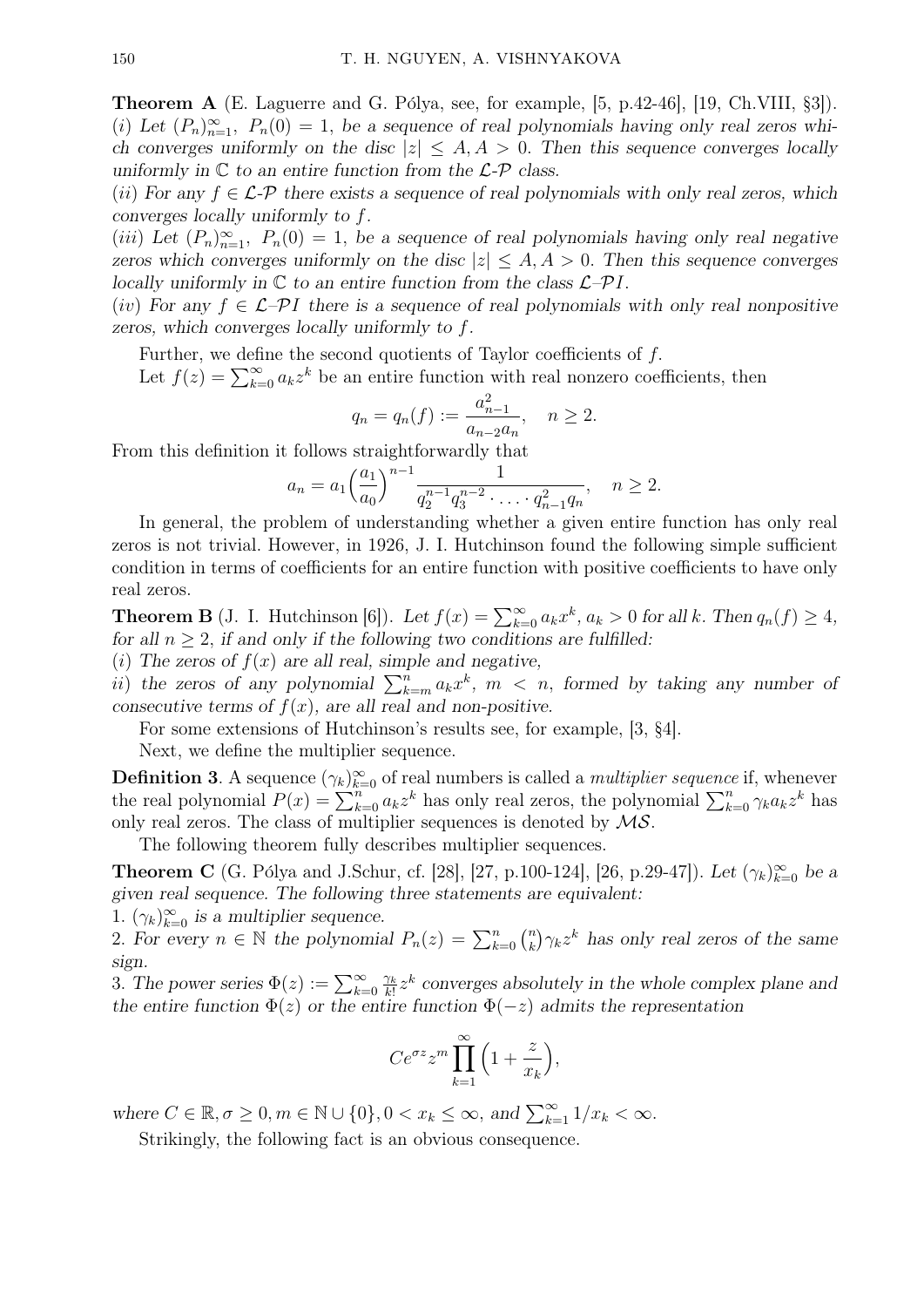**Theorem A** (E. Laguerre and G. Pólya, see, for example, [5, p.42-46], [19, Ch.VIII, §3]). (*i*) *Let* $(P_n)_{n=1}^{\infty},\ P_n(0) = 1,$ *be a sequence of real polynomials having only real zeros which converges uniformly on the disc* $|z| \leq A, A > 0$. *Then this sequence converges locally uniformly in* $\mathbb{C}$ *to an entire function from the* $\mathcal{L}$-$\mathcal{P}$ *class.*

(*ii*) *For any* $f \in \mathcal{L}$-$\mathcal{P}$ *there exists a sequence of real polynomials with only real zeros, which converges locally uniformly to* $f$.

(*iii*) *Let* $(P_n)_{n=1}^{\infty},\ P_n(0) = 1,$ *be a sequence of real polynomials having only real negative zeros which converges uniformly on the disc* $|z| \leq A, A > 0$. *Then this sequence converges locally uniformly in* $\mathbb{C}$ *to an entire function from the class* $\mathcal{L}$–$\mathcal{P}I$.

(*iv*) *For any* $f \in \mathcal{L}$–$\mathcal{P}I$ *there is a sequence of real polynomials with only real nonpositive zeros, which converges locally uniformly to* $f$.

Further, we define the second quotients of Taylor coefficients of $f$.

Let $f(z) = \sum_{k=0}^{\infty} a_k z^k$ be an entire function with real nonzero coefficients, then

$$q_n = q_n(f) := \frac{a_{n-1}^2}{a_{n-2}a_n}, \quad n \geq 2.$$

From this definition it follows straightforwardly that

$$a_n = a_1 \Big(\frac{a_1}{a_0}\Big)^{n-1} \frac{1}{q_2^{n-1} q_3^{n-2} \cdot \ldots \cdot q_{n-1}^2 q_n}, \quad n \geq 2.$$

In general, the problem of understanding whether a given entire function has only real zeros is not trivial. However, in 1926, J. I. Hutchinson found the following simple sufficient condition in terms of coefficients for an entire function with positive coefficients to have only real zeros.

**Theorem B** (J. I. Hutchinson [6]). *Let* $f(x) = \sum_{k=0}^{\infty} a_k x^k$, $a_k > 0$ *for all* $k$. *Then* $q_n(f) \geq 4$, *for all* $n \geq 2$, *if and only if the following two conditions are fulfilled:*

(*i*) *The zeros of* $f(x)$ *are all real, simple and negative,*

*ii*) *the zeros of any polynomial* $\sum_{k=m}^{n} a_k x^k$, $m < n$, *formed by taking any number of consecutive terms of* $f(x)$, *are all real and non-positive.*

For some extensions of Hutchinson's results see, for example, [3, §4].

Next, we define the multiplier sequence.

**Definition 3**. A sequence $(\gamma_k)_{k=0}^{\infty}$ of real numbers is called a *multiplier sequence* if, whenever the real polynomial $P(x) = \sum_{k=0}^{n} a_k z^k$ has only real zeros, the polynomial $\sum_{k=0}^{n} \gamma_k a_k z^k$ has only real zeros. The class of multiplier sequences is denoted by $\mathcal{MS}$.

The following theorem fully describes multiplier sequences.

**Theorem C** (G. Pólya and J.Schur, cf. [28], [27, p.100-124], [26, p.29-47]). *Let* $(\gamma_k)_{k=0}^{\infty}$ *be a given real sequence. The following three statements are equivalent:*

1. $(\gamma_k)_{k=0}^{\infty}$ *is a multiplier sequence.*

2. *For every* $n \in \mathbb{N}$ *the polynomial* $P_n(z) = \sum_{k=0}^{n} \binom{n}{k} \gamma_k z^k$ *has only real zeros of the same sign.*

3. *The power series* $\Phi(z) := \sum_{k=0}^{\infty} \frac{\gamma_k}{k!} z^k$ *converges absolutely in the whole complex plane and the entire function* $\Phi(z)$ *or the entire function* $\Phi(-z)$ *admits the representation*

$$Ce^{\sigma z} z^m \prod_{k=1}^{\infty} \Big(1 + \frac{z}{x_k}\Big),$$

*where* $C \in \mathbb{R}, \sigma \geq 0, m \in \mathbb{N} \cup \{0\}, 0 < x_k \leq \infty$, *and* $\sum_{k=1}^{\infty} 1/x_k < \infty$.

Strikingly, the following fact is an obvious consequence.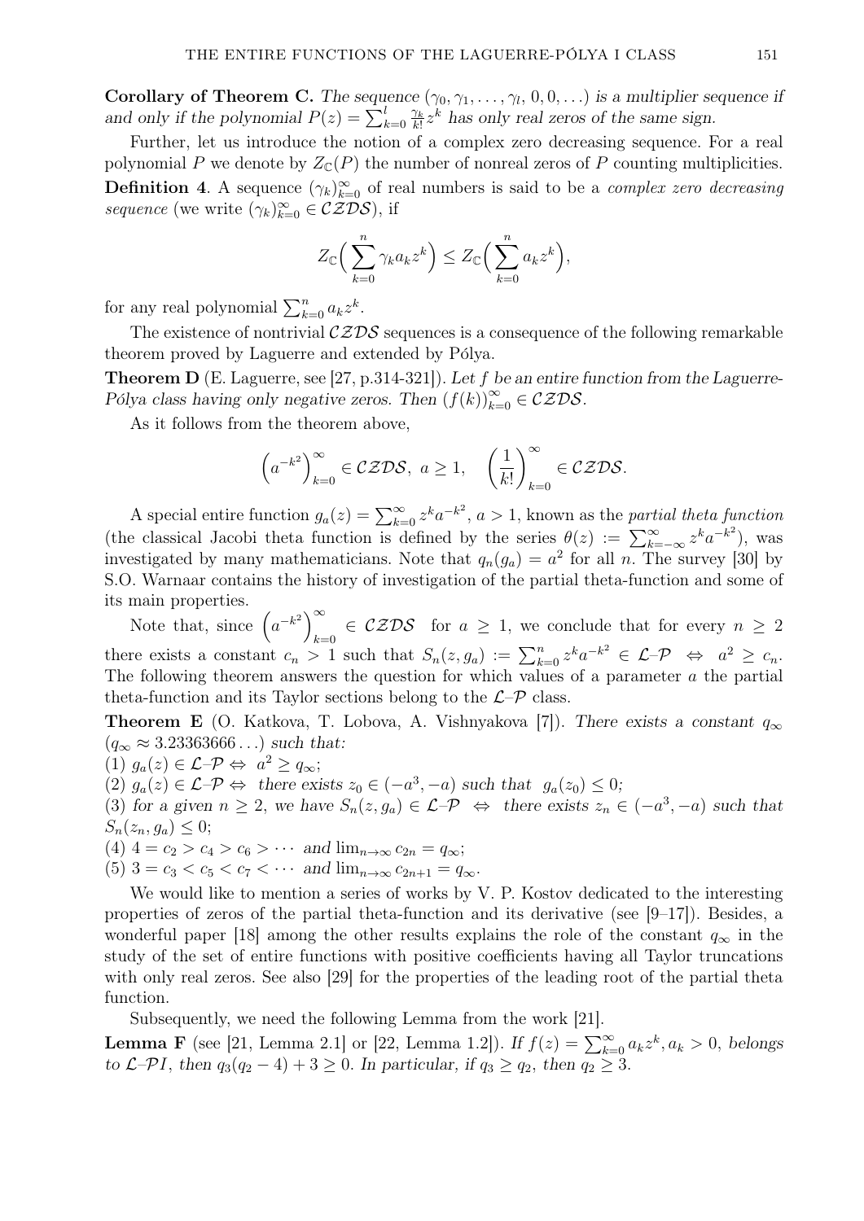**Corollary of Theorem C.** *The sequence $(\gamma_0, \gamma_1, \ldots, \gamma_l, 0, 0, \ldots)$ is a multiplier sequence if and only if the polynomial $P(z) = \sum_{k=0}^{l} \frac{\gamma_k}{k!} z^k$ has only real zeros of the same sign.*

Further, let us introduce the notion of a complex zero decreasing sequence. For a real polynomial $P$ we denote by $Z_{\mathbb{C}}(P)$ the number of nonreal zeros of $P$ counting multiplicities.

**Definition 4**. A sequence $(\gamma_k)_{k=0}^{\infty}$ of real numbers is said to be a *complex zero decreasing sequence* (we write $(\gamma_k)_{k=0}^{\infty} \in \mathcal{CZDS}$), if

$$Z_{\mathbb{C}}\Big( \sum_{k=0}^{n} \gamma_k a_k z^k \Big) \leq Z_{\mathbb{C}}\Big( \sum_{k=0}^{n} a_k z^k \Big),$$

for any real polynomial $\sum_{k=0}^{n} a_k z^k$.

The existence of nontrivial $\mathcal{CZDS}$ sequences is a consequence of the following remarkable theorem proved by Laguerre and extended by Pólya.

**Theorem D** (E. Laguerre, see [27, p.314-321]). *Let $f$ be an entire function from the Laguerre-Pólya class having only negative zeros. Then $(f(k))_{k=0}^{\infty} \in \mathcal{CZDS}$.*

As it follows from the theorem above,

$$\Big(a^{-k^2}\Big)_{k=0}^{\infty} \in \mathcal{CZDS}, \; a \geq 1, \quad \Big(\frac{1}{k!}\Big)_{k=0}^{\infty} \in \mathcal{CZDS}.$$

A special entire function $g_a(z) = \sum_{k=0}^{\infty} z^k a^{-k^2}$, $a > 1$, known as the *partial theta function* (the classical Jacobi theta function is defined by the series $\theta(z) := \sum_{k=-\infty}^{\infty} z^k a^{-k^2}$), was investigated by many mathematicians. Note that $q_n(g_a) = a^2$ for all $n$. The survey [30] by S.O. Warnaar contains the history of investigation of the partial theta-function and some of its main properties.

Note that, since $\Big(a^{-k^2}\Big)_{k=0}^{\infty} \in \mathcal{CZDS}$ for $a \geq 1$, we conclude that for every $n \geq 2$ there exists a constant $c_n > 1$ such that $S_n(z, g_a) := \sum_{k=0}^{n} z^k a^{-k^2} \in \mathcal{L}\text{–}\mathcal{P} \;\Leftrightarrow\; a^2 \geq c_n$. The following theorem answers the question for which values of a parameter $a$ the partial theta-function and its Taylor sections belong to the $\mathcal{L}\text{–}\mathcal{P}$ class.

**Theorem E** (O. Katkova, T. Lobova, A. Vishnyakova [7]). *There exists a constant $q_\infty$ ($q_\infty \approx 3.23363666\ldots$) such that:*

(1) $g_a(z) \in \mathcal{L}\text{–}\mathcal{P} \Leftrightarrow a^2 \geq q_\infty$;

(2) $g_a(z) \in \mathcal{L}\text{–}\mathcal{P} \Leftrightarrow$ *there exists $z_0 \in (-a^3, -a)$ such that $g_a(z_0) \leq 0$;*

(3) *for a given $n \geq 2$, we have $S_n(z, g_a) \in \mathcal{L}\text{–}\mathcal{P} \;\Leftrightarrow\;$ there exists $z_n \in (-a^3, -a)$ such that $S_n(z_n, g_a) \leq 0$;*

(4) $4 = c_2 > c_4 > c_6 > \cdots$ *and* $\lim_{n\to\infty} c_{2n} = q_\infty$;

(5) $3 = c_3 < c_5 < c_7 < \cdots$ *and* $\lim_{n\to\infty} c_{2n+1} = q_\infty$.

We would like to mention a series of works by V. P. Kostov dedicated to the interesting properties of zeros of the partial theta-function and its derivative (see [9–17]). Besides, a wonderful paper [18] among the other results explains the role of the constant $q_\infty$ in the study of the set of entire functions with positive coefficients having all Taylor truncations with only real zeros. See also [29] for the properties of the leading root of the partial theta function.

Subsequently, we need the following Lemma from the work [21].

**Lemma F** (see [21, Lemma 2.1] or [22, Lemma 1.2]). *If $f(z) = \sum_{k=0}^{\infty} a_k z^k, a_k > 0$, belongs to $\mathcal{L}\text{–}\mathcal{P}I$, then $q_3(q_2 - 4) + 3 \geq 0$. In particular, if $q_3 \geq q_2$, then $q_2 \geq 3$.*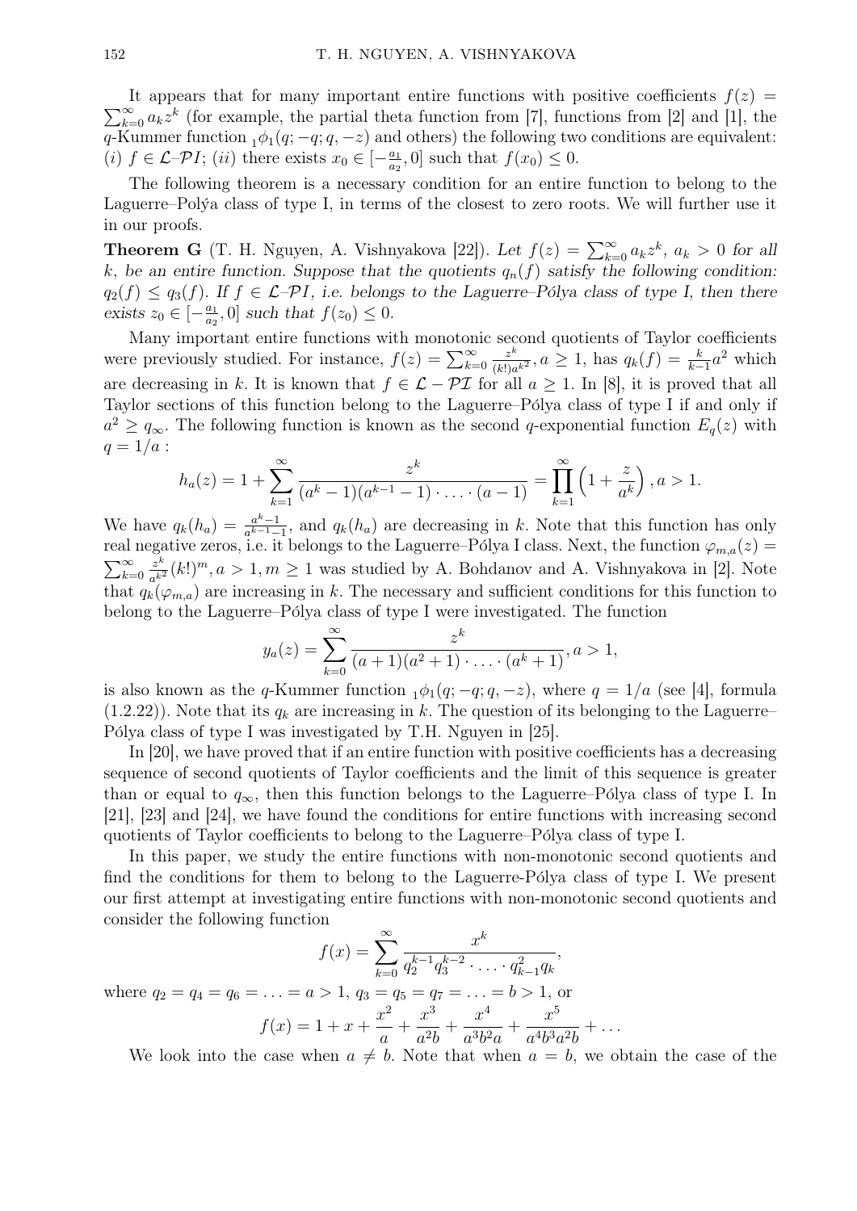It appears that for many important entire functions with positive coefficients $f(z) = \sum_{k=0}^{\infty} a_k z^k$ (for example, the partial theta function from [7], functions from [2] and [1], the $q$-Kummer function ${}_1\phi_1(q; -q; q, -z)$ and others) the following two conditions are equivalent: $(i)$ $f \in \mathcal{L}\text{–}\mathcal{P}I$; $(ii)$ there exists $x_0 \in [-\frac{a_1}{a_2}, 0]$ such that $f(x_0) \leq 0$.

The following theorem is a necessary condition for an entire function to belong to the Laguerre–Polýa class of type I, in terms of the closest to zero roots. We will further use it in our proofs.

**Theorem G** (T. H. Nguyen, A. Vishnyakova [22]). *Let $f(z) = \sum_{k=0}^{\infty} a_k z^k$, $a_k > 0$ for all $k$, be an entire function. Suppose that the quotients $q_n(f)$ satisfy the following condition: $q_2(f) \leq q_3(f)$. If $f \in \mathcal{L}\text{–}\mathcal{P}I$, i.e. belongs to the Laguerre–Pólya class of type I, then there exists $z_0 \in [-\frac{a_1}{a_2}, 0]$ such that $f(z_0) \leq 0$.*

Many important entire functions with monotonic second quotients of Taylor coefficients were previously studied. For instance, $f(z) = \sum_{k=0}^{\infty} \frac{z^k}{(k!)a^{k^2}}, a \geq 1$, has $q_k(f) = \frac{k}{k-1}a^2$ which are decreasing in $k$. It is known that $f \in \mathcal{L} - \mathcal{PI}$ for all $a \geq 1$. In [8], it is proved that all Taylor sections of this function belong to the Laguerre–Pólya class of type I if and only if $a^2 \geq q_\infty$. The following function is known as the second $q$-exponential function $E_q(z)$ with $q = 1/a$ :

$$h_a(z) = 1 + \sum_{k=1}^{\infty} \frac{z^k}{(a^k - 1)(a^{k-1} - 1) \cdot \ldots \cdot (a - 1)} = \prod_{k=1}^{\infty} \left(1 + \frac{z}{a^k}\right), a > 1.$$

We have $q_k(h_a) = \frac{a^k - 1}{a^{k-1} - 1}$, and $q_k(h_a)$ are decreasing in $k$. Note that this function has only real negative zeros, i.e. it belongs to the Laguerre–Pólya I class. Next, the function $\varphi_{m,a}(z) = \sum_{k=0}^{\infty} \frac{z^k}{a^{k^2}}(k!)^m, a > 1, m \geq 1$ was studied by A. Bohdanov and A. Vishnyakova in [2]. Note that $q_k(\varphi_{m,a})$ are increasing in $k$. The necessary and sufficient conditions for this function to belong to the Laguerre–Pólya class of type I were investigated. The function

$$y_a(z) = \sum_{k=0}^{\infty} \frac{z^k}{(a+1)(a^2+1) \cdot \ldots \cdot (a^k+1)}, a > 1,$$

is also known as the $q$-Kummer function ${}_1\phi_1(q; -q; q, -z)$, where $q = 1/a$ (see [4], formula (1.2.22)). Note that its $q_k$ are increasing in $k$. The question of its belonging to the Laguerre–Pólya class of type I was investigated by T.H. Nguyen in [25].

In [20], we have proved that if an entire function with positive coefficients has a decreasing sequence of second quotients of Taylor coefficients and the limit of this sequence is greater than or equal to $q_\infty$, then this function belongs to the Laguerre–Pólya class of type I. In [21], [23] and [24], we have found the conditions for entire functions with increasing second quotients of Taylor coefficients to belong to the Laguerre–Pólya class of type I.

In this paper, we study the entire functions with non-monotonic second quotients and find the conditions for them to belong to the Laguerre-Pólya class of type I. We present our first attempt at investigating entire functions with non-monotonic second quotients and consider the following function

$$f(x) = \sum_{k=0}^{\infty} \frac{x^k}{q_2^{k-1} q_3^{k-2} \cdot \ldots \cdot q_{k-1}^2 q_k},$$

where $q_2 = q_4 = q_6 = \ldots = a > 1$, $q_3 = q_5 = q_7 = \ldots = b > 1$, or

$$f(x) = 1 + x + \frac{x^2}{a} + \frac{x^3}{a^2 b} + \frac{x^4}{a^3 b^2 a} + \frac{x^5}{a^4 b^3 a^2 b} + \ldots$$

We look into the case when $a \neq b$. Note that when $a = b$, we obtain the case of the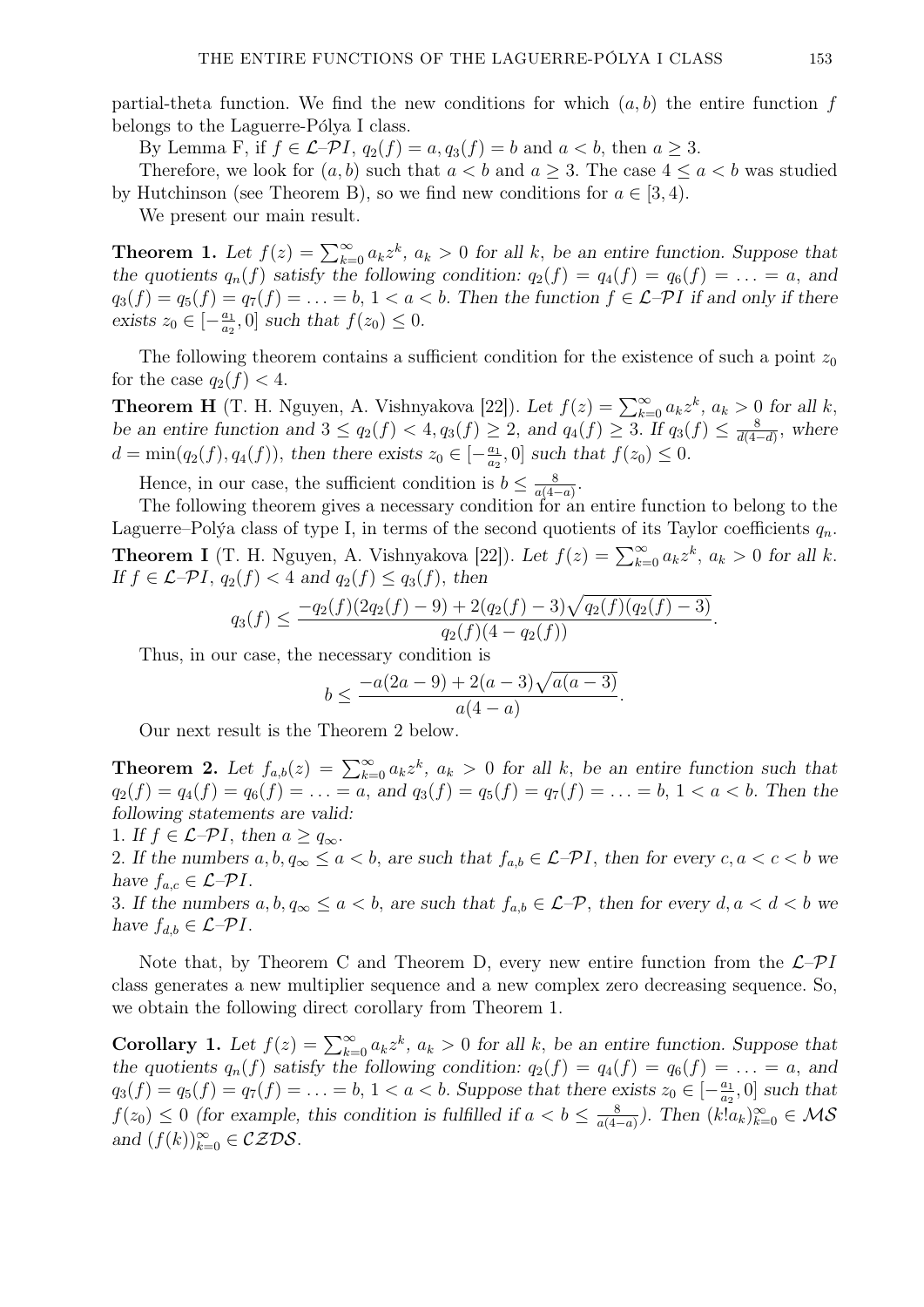partial-theta function. We find the new conditions for which $(a, b)$ the entire function $f$ belongs to the Laguerre-Pólya I class.

By Lemma F, if $f \in \mathcal{L}\text{–}\mathcal{P}I$, $q_2(f) = a, q_3(f) = b$ and $a < b$, then $a \geq 3$.

Therefore, we look for $(a, b)$ such that $a < b$ and $a \geq 3$. The case $4 \leq a < b$ was studied by Hutchinson (see Theorem B), so we find new conditions for $a \in [3, 4)$.

We present our main result.

**Theorem 1.** *Let $f(z) = \sum_{k=0}^{\infty} a_k z^k$, $a_k > 0$ for all $k$, be an entire function. Suppose that the quotients $q_n(f)$ satisfy the following condition: $q_2(f) = q_4(f) = q_6(f) = \ldots = a$, and $q_3(f) = q_5(f) = q_7(f) = \ldots = b$, $1 < a < b$. Then the function $f \in \mathcal{L}\text{–}\mathcal{P}I$ if and only if there exists $z_0 \in [-\frac{a_1}{a_2}, 0]$ such that $f(z_0) \leq 0$.*

The following theorem contains a sufficient condition for the existence of such a point $z_0$ for the case $q_2(f) < 4$.

**Theorem H** (T. H. Nguyen, A. Vishnyakova [22]). *Let $f(z) = \sum_{k=0}^{\infty} a_k z^k$, $a_k > 0$ for all $k$, be an entire function and $3 \leq q_2(f) < 4, q_3(f) \geq 2$, and $q_4(f) \geq 3$. If $q_3(f) \leq \frac{8}{d(4-d)}$, where $d = \min(q_2(f), q_4(f))$, then there exists $z_0 \in [-\frac{a_1}{a_2}, 0]$ such that $f(z_0) \leq 0$.*

Hence, in our case, the sufficient condition is $b \leq \frac{8}{a(4-a)}$.

The following theorem gives a necessary condition for an entire function to belong to the Laguerre–Polýa class of type I, in terms of the second quotients of its Taylor coefficients $q_n$.

**Theorem I** (T. H. Nguyen, A. Vishnyakova [22]). *Let $f(z) = \sum_{k=0}^{\infty} a_k z^k$, $a_k > 0$ for all $k$. If $f \in \mathcal{L}\text{–}\mathcal{P}I$, $q_2(f) < 4$ and $q_2(f) \leq q_3(f)$, then*

$$q_3(f) \leq \frac{-q_2(f)(2q_2(f) - 9) + 2(q_2(f) - 3)\sqrt{q_2(f)(q_2(f) - 3)}}{q_2(f)(4 - q_2(f))}.$$

Thus, in our case, the necessary condition is

$$b \leq \frac{-a(2a - 9) + 2(a - 3)\sqrt{a(a - 3)}}{a(4 - a)}.$$

Our next result is the Theorem 2 below.

**Theorem 2.** *Let $f_{a,b}(z) = \sum_{k=0}^{\infty} a_k z^k$, $a_k > 0$ for all $k$, be an entire function such that $q_2(f) = q_4(f) = q_6(f) = \ldots = a$, and $q_3(f) = q_5(f) = q_7(f) = \ldots = b$, $1 < a < b$. Then the following statements are valid:*

*1. If $f \in \mathcal{L}\text{–}\mathcal{P}I$, then $a \geq q_\infty$.*

*2. If the numbers $a, b, q_\infty \leq a < b$, are such that $f_{a,b} \in \mathcal{L}\text{–}\mathcal{P}I$, then for every $c, a < c < b$ we have $f_{a,c} \in \mathcal{L}\text{–}\mathcal{P}I$.*

*3. If the numbers $a, b, q_\infty \leq a < b$, are such that $f_{a,b} \in \mathcal{L}\text{–}\mathcal{P}$, then for every $d, a < d < b$ we have $f_{d,b} \in \mathcal{L}\text{–}\mathcal{P}I$.*

Note that, by Theorem C and Theorem D, every new entire function from the $\mathcal{L}\text{–}\mathcal{P}I$ class generates a new multiplier sequence and a new complex zero decreasing sequence. So, we obtain the following direct corollary from Theorem 1.

**Corollary 1.** *Let $f(z) = \sum_{k=0}^{\infty} a_k z^k$, $a_k > 0$ for all $k$, be an entire function. Suppose that the quotients $q_n(f)$ satisfy the following condition: $q_2(f) = q_4(f) = q_6(f) = \ldots = a$, and $q_3(f) = q_5(f) = q_7(f) = \ldots = b$, $1 < a < b$. Suppose that there exists $z_0 \in [-\frac{a_1}{a_2}, 0]$ such that $f(z_0) \leq 0$ (for example, this condition is fulfilled if $a < b \leq \frac{8}{a(4-a)}$). Then $(k!a_k)_{k=0}^{\infty} \in \mathcal{MS}$ and $(f(k))_{k=0}^{\infty} \in \mathcal{CZDS}$.*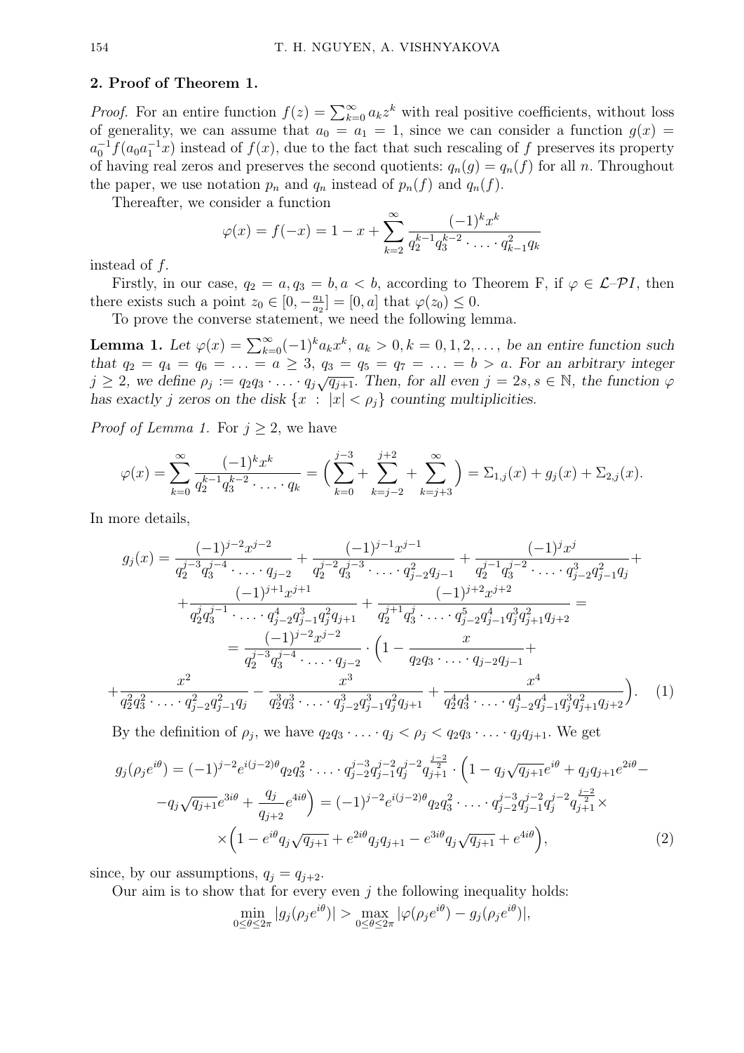## 2. Proof of Theorem 1.

*Proof.* For an entire function $f(z) = \sum_{k=0}^{\infty} a_k z^k$ with real positive coefficients, without loss of generality, we can assume that $a_0 = a_1 = 1$, since we can consider a function $g(x) = a_0^{-1} f(a_0 a_1^{-1} x)$ instead of $f(x)$, due to the fact that such rescaling of $f$ preserves its property of having real zeros and preserves the second quotients: $q_n(g) = q_n(f)$ for all $n$. Throughout the paper, we use notation $p_n$ and $q_n$ instead of $p_n(f)$ and $q_n(f)$.

Thereafter, we consider a function

$$\varphi(x) = f(-x) = 1 - x + \sum_{k=2}^{\infty} \frac{(-1)^k x^k}{q_2^{k-1} q_3^{k-2} \cdot \ldots \cdot q_{k-1}^2 q_k}$$

instead of $f$.

Firstly, in our case, $q_2 = a, q_3 = b, a < b$, according to Theorem F, if $\varphi \in \mathcal{L}\text{–}\mathcal{P}I$, then there exists such a point $z_0 \in [0, -\frac{a_1}{a_2}] = [0, a]$ that $\varphi(z_0) \leq 0$.

To prove the converse statement, we need the following lemma.

**Lemma 1.** *Let $\varphi(x) = \sum_{k=0}^{\infty} (-1)^k a_k x^k$, $a_k > 0, k = 0, 1, 2, \ldots,$ be an entire function such that $q_2 = q_4 = q_6 = \ldots = a \geq 3$, $q_3 = q_5 = q_7 = \ldots = b > a$. For an arbitrary integer $j \geq 2$, we define $\rho_j := q_2 q_3 \cdot \ldots \cdot q_j \sqrt{q_{j+1}}$. Then, for all even $j = 2s, s \in \mathbb{N}$, the function $\varphi$ has exactly $j$ zeros on the disk $\{x \ : \ |x| < \rho_j\}$ counting multiplicities.*

*Proof of Lemma 1.* For $j \geq 2$, we have

$$\varphi(x) = \sum_{k=0}^{\infty} \frac{(-1)^k x^k}{q_2^{k-1} q_3^{k-2} \cdot \ldots \cdot q_k} = \Big( \sum_{k=0}^{j-3} + \sum_{k=j-2}^{j+2} + \sum_{k=j+3}^{\infty} \Big) = \Sigma_{1,j}(x) + g_j(x) + \Sigma_{2,j}(x).$$

In more details,

$$\begin{aligned}
g_j(x) &= \frac{(-1)^{j-2} x^{j-2}}{q_2^{j-3} q_3^{j-4} \cdot \ldots \cdot q_{j-2}} + \frac{(-1)^{j-1} x^{j-1}}{q_2^{j-2} q_3^{j-3} \cdot \ldots \cdot q_{j-2}^2 q_{j-1}} + \frac{(-1)^{j} x^{j}}{q_2^{j-1} q_3^{j-2} \cdot \ldots \cdot q_{j-2}^3 q_{j-1}^2 q_j} + \\
&+ \frac{(-1)^{j+1} x^{j+1}}{q_2^{j} q_3^{j-1} \cdot \ldots \cdot q_{j-2}^4 q_{j-1}^3 q_j^2 q_{j+1}} + \frac{(-1)^{j+2} x^{j+2}}{q_2^{j+1} q_3^{j} \cdot \ldots \cdot q_{j-2}^5 q_{j-1}^4 q_j^3 q_{j+1}^2 q_{j+2}} = \\
&= \frac{(-1)^{j-2} x^{j-2}}{q_2^{j-3} q_3^{j-4} \cdot \ldots \cdot q_{j-2}} \cdot \Big( 1 - \frac{x}{q_2 q_3 \cdot \ldots \cdot q_{j-2} q_{j-1}} + \\
&+ \frac{x^2}{q_2^2 q_3^2 \cdot \ldots \cdot q_{j-2}^2 q_{j-1}^2 q_j} - \frac{x^3}{q_2^3 q_3^3 \cdot \ldots \cdot q_{j-2}^3 q_{j-1}^3 q_j^2 q_{j+1}} + \frac{x^4}{q_2^4 q_3^4 \cdot \ldots \cdot q_{j-2}^4 q_{j-1}^4 q_j^3 q_{j+1}^2 q_{j+2}} \Big). \qquad (1)
\end{aligned}$$

By the definition of $\rho_j$, we have $q_2 q_3 \cdot \ldots \cdot q_j < \rho_j < q_2 q_3 \cdot \ldots \cdot q_j q_{j+1}$. We get

$$\begin{aligned}
g_j(\rho_j e^{i\theta}) &= (-1)^{j-2} e^{i(j-2)\theta} q_2 q_3^2 \cdot \ldots \cdot q_{j-2}^{j-3} q_{j-1}^{j-2} q_j^{j-2} q_{j+1}^{\frac{j-2}{2}} \cdot \Big( 1 - q_j \sqrt{q_{j+1}} e^{i\theta} + q_j q_{j+1} e^{2i\theta} - \\
&- q_j \sqrt{q_{j+1}} e^{3i\theta} + \frac{q_j}{q_{j+2}} e^{4i\theta} \Big) = (-1)^{j-2} e^{i(j-2)\theta} q_2 q_3^2 \cdot \ldots \cdot q_{j-2}^{j-3} q_{j-1}^{j-2} q_j^{j-2} q_{j+1}^{\frac{j-2}{2}} \times \\
&\times \Big( 1 - e^{i\theta} q_j \sqrt{q_{j+1}} + e^{2i\theta} q_j q_{j+1} - e^{3i\theta} q_j \sqrt{q_{j+1}} + e^{4i\theta} \Big), \qquad (2)
\end{aligned}$$

since, by our assumptions, $q_j = q_{j+2}$.

Our aim is to show that for every even $j$ the following inequality holds:

$$\min_{0 \leq \theta \leq 2\pi} |g_j(\rho_j e^{i\theta})| > \max_{0 \leq \theta \leq 2\pi} |\varphi(\rho_j e^{i\theta}) - g_j(\rho_j e^{i\theta})|,$$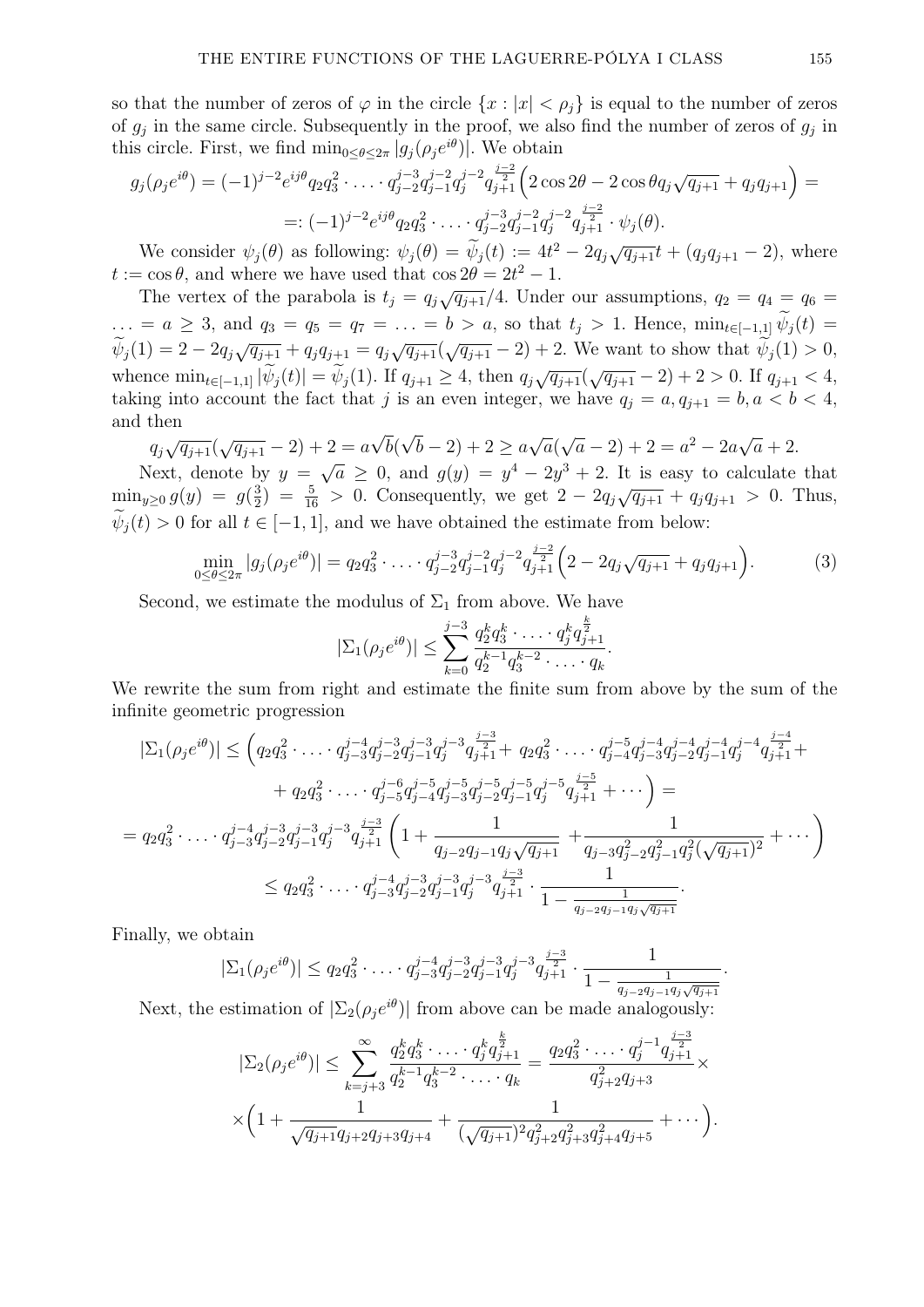so that the number of zeros of $\varphi$ in the circle $\{x : |x| < \rho_j\}$ is equal to the number of zeros of $g_j$ in the same circle. Subsequently in the proof, we also find the number of zeros of $g_j$ in this circle. First, we find $\min_{0\leq\theta\leq 2\pi} |g_j(\rho_j e^{i\theta})|$. We obtain

$$g_j(\rho_j e^{i\theta}) = (-1)^{j-2} e^{ij\theta} q_2 q_3^2 \cdot \ldots \cdot q_{j-2}^{j-3} q_{j-1}^{j-2} q_j^{j-2} q_{j+1}^{\frac{j-2}{2}} \Big(2\cos 2\theta - 2\cos\theta q_j\sqrt{q_{j+1}} + q_j q_{j+1}\Big) =$$

$$=: (-1)^{j-2} e^{ij\theta} q_2 q_3^2 \cdot \ldots \cdot q_{j-2}^{j-3} q_{j-1}^{j-2} q_j^{j-2} q_{j+1}^{\frac{j-2}{2}} \cdot \psi_j(\theta).$$

We consider $\psi_j(\theta)$ as following: $\psi_j(\theta) = \widetilde{\psi}_j(t) := 4t^2 - 2q_j\sqrt{q_{j+1}}t + (q_j q_{j+1} - 2)$, where $t := \cos\theta$, and where we have used that $\cos 2\theta = 2t^2 - 1$.

The vertex of the parabola is $t_j = q_j\sqrt{q_{j+1}}/4$. Under our assumptions, $q_2 = q_4 = q_6 = \ldots = a \geq 3$, and $q_3 = q_5 = q_7 = \ldots = b > a$, so that $t_j > 1$. Hence, $\min_{t\in[-1,1]} \widetilde{\psi}_j(t) = \widetilde{\psi}_j(1) = 2 - 2q_j\sqrt{q_{j+1}} + q_j q_{j+1} = q_j\sqrt{q_{j+1}}(\sqrt{q_{j+1}} - 2) + 2$. We want to show that $\widetilde{\psi}_j(1) > 0$, whence $\min_{t\in[-1,1]} |\widetilde{\psi}_j(t)| = \widetilde{\psi}_j(1)$. If $q_{j+1} \geq 4$, then $q_j\sqrt{q_{j+1}}(\sqrt{q_{j+1}} - 2) + 2 > 0$. If $q_{j+1} < 4$, taking into account the fact that $j$ is an even integer, we have $q_j = a, q_{j+1} = b, a < b < 4$, and then

$$q_j\sqrt{q_{j+1}}(\sqrt{q_{j+1}} - 2) + 2 = a\sqrt{b}(\sqrt{b} - 2) + 2 \geq a\sqrt{a}(\sqrt{a} - 2) + 2 = a^2 - 2a\sqrt{a} + 2.$$

Next, denote by $y = \sqrt{a} \geq 0$, and $g(y) = y^4 - 2y^3 + 2$. It is easy to calculate that $\min_{y\geq 0} g(y) = g(\frac{3}{2}) = \frac{5}{16} > 0$. Consequently, we get $2 - 2q_j\sqrt{q_{j+1}} + q_j q_{j+1} > 0$. Thus, $\widetilde{\psi}_j(t) > 0$ for all $t \in [-1, 1]$, and we have obtained the estimate from below:

$$\min_{0\leq\theta\leq 2\pi} |g_j(\rho_j e^{i\theta})| = q_2 q_3^2 \cdot \ldots \cdot q_{j-2}^{j-3} q_{j-1}^{j-2} q_j^{j-2} q_{j+1}^{\frac{j-2}{2}} \Big(2 - 2q_j\sqrt{q_{j+1}} + q_j q_{j+1}\Big). \tag{3}$$

Second, we estimate the modulus of $\Sigma_1$ from above. We have

$$|\Sigma_1(\rho_j e^{i\theta})| \leq \sum_{k=0}^{j-3} \frac{q_2^k q_3^k \cdot \ldots \cdot q_j^k q_{j+1}^{\frac{k}{2}}}{q_2^{k-1} q_3^{k-2} \cdot \ldots \cdot q_k}.$$

We rewrite the sum from right and estimate the finite sum from above by the sum of the infinite geometric progression

$$|\Sigma_1(\rho_j e^{i\theta})| \leq \Big(q_2 q_3^2 \cdot \ldots \cdot q_{j-3}^{j-4} q_{j-2}^{j-3} q_{j-1}^{j-3} q_j^{j-3} q_{j+1}^{\frac{j-3}{2}} + q_2 q_3^2 \cdot \ldots \cdot q_{j-4}^{j-5} q_{j-3}^{j-4} q_{j-2}^{j-4} q_{j-1}^{j-4} q_j^{j-4} q_{j+1}^{\frac{j-4}{2}} +$$

$$+ q_2 q_3^2 \cdot \ldots \cdot q_{j-5}^{j-6} q_{j-4}^{j-5} q_{j-3}^{j-5} q_{j-2}^{j-5} q_{j-1}^{j-5} q_j^{j-5} q_{j+1}^{\frac{j-5}{2}} + \cdots\Big) =$$

$$= q_2 q_3^2 \cdot \ldots \cdot q_{j-3}^{j-4} q_{j-2}^{j-3} q_{j-1}^{j-3} q_j^{j-3} q_{j+1}^{\frac{j-3}{2}} \left(1 + \frac{1}{q_{j-2} q_{j-1} q_j \sqrt{q_{j+1}}} + \frac{1}{q_{j-3} q_{j-2}^2 q_{j-1}^2 q_j^2 (\sqrt{q_{j+1}})^2} + \cdots\right)$$

$$\leq q_2 q_3^2 \cdot \ldots \cdot q_{j-3}^{j-4} q_{j-2}^{j-3} q_{j-1}^{j-3} q_j^{j-3} q_{j+1}^{\frac{j-3}{2}} \cdot \frac{1}{1 - \frac{1}{q_{j-2} q_{j-1} q_j \sqrt{q_{j+1}}}}.$$

Finally, we obtain

$$|\Sigma_1(\rho_j e^{i\theta})| \leq q_2 q_3^2 \cdot \ldots \cdot q_{j-3}^{j-4} q_{j-2}^{j-3} q_{j-1}^{j-3} q_j^{j-3} q_{j+1}^{\frac{j-3}{2}} \cdot \frac{1}{1 - \frac{1}{q_{j-2} q_{j-1} q_j \sqrt{q_{j+1}}}}.$$

Next, the estimation of $|\Sigma_2(\rho_j e^{i\theta})|$ from above can be made analogously:

$$|\Sigma_2(\rho_j e^{i\theta})| \leq \sum_{k=j+3}^{\infty} \frac{q_2^k q_3^k \cdot \ldots \cdot q_j^k q_{j+1}^{\frac{k}{2}}}{q_2^{k-1} q_3^{k-2} \cdot \ldots \cdot q_k} = \frac{q_2 q_3^2 \cdot \ldots \cdot q_j^{j-1} q_{j+1}^{\frac{j-3}{2}}}{q_{j+2}^2 q_{j+3}} \times$$

$$\times \Big(1 + \frac{1}{\sqrt{q_{j+1}} q_{j+2} q_{j+3} q_{j+4}} + \frac{1}{(\sqrt{q_{j+1}})^2 q_{j+2}^2 q_{j+3}^2 q_{j+4}^2 q_{j+5}} + \cdots\Big).$$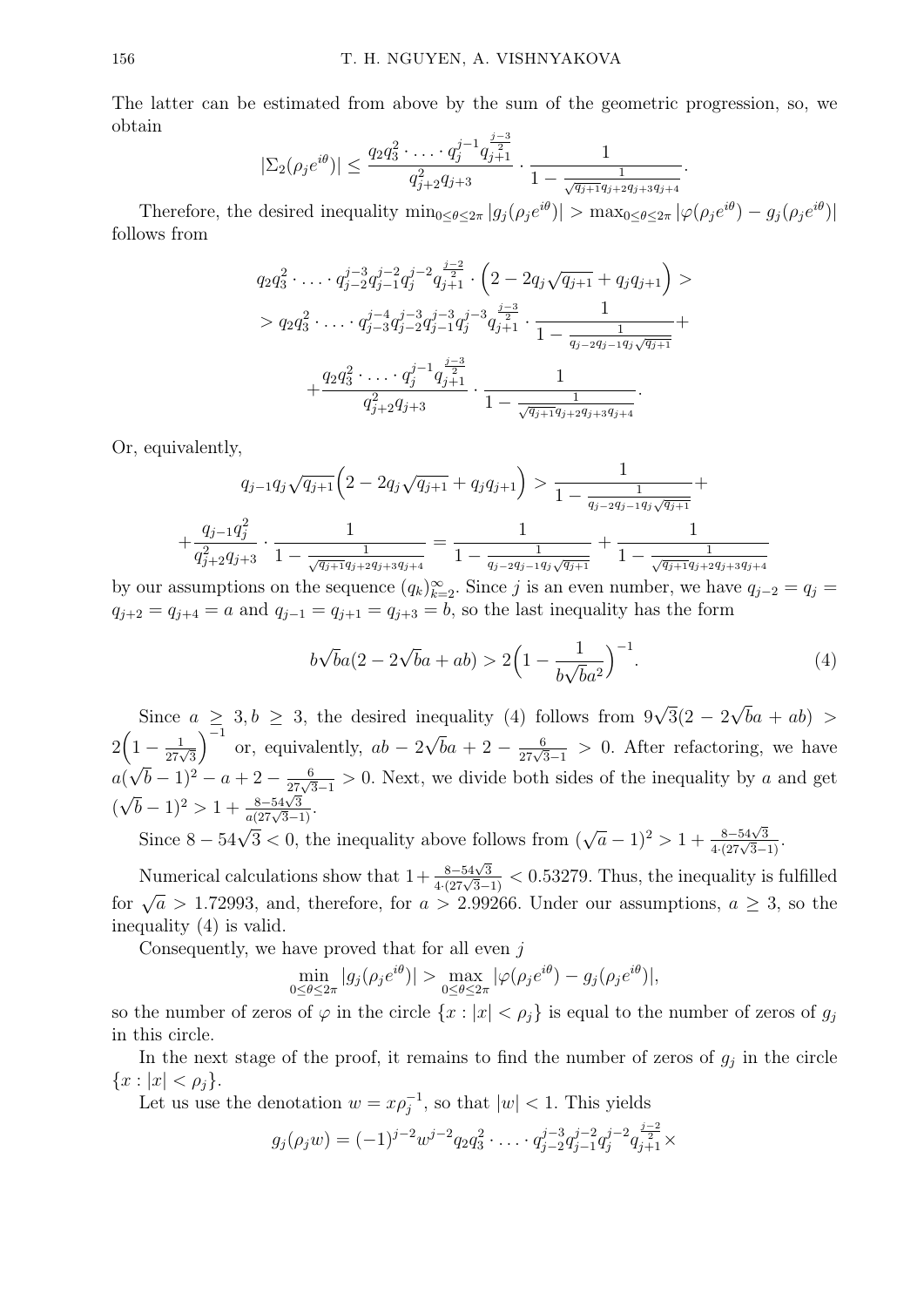The latter can be estimated from above by the sum of the geometric progression, so, we obtain

$$|\Sigma_2(\rho_j e^{i\theta})| \leq \frac{q_2 q_3^2 \cdot \ldots \cdot q_j^{j-1} q_{j+1}^{\frac{j-3}{2}}}{q_{j+2}^2 q_{j+3}} \cdot \frac{1}{1 - \frac{1}{\sqrt{q_{j+1}} q_{j+2} q_{j+3} q_{j+4}}}.$$

Therefore, the desired inequality $\min_{0\leq\theta\leq 2\pi} |g_j(\rho_j e^{i\theta})| > \max_{0\leq\theta\leq 2\pi} |\varphi(\rho_j e^{i\theta}) - g_j(\rho_j e^{i\theta})|$ follows from

$$q_2 q_3^2 \cdot \ldots \cdot q_{j-2}^{j-3} q_{j-1}^{j-2} q_j^{j-2} q_{j+1}^{\frac{j-2}{2}} \cdot \Big(2 - 2q_j\sqrt{q_{j+1}} + q_j q_{j+1}\Big) >$$
$$> q_2 q_3^2 \cdot \ldots \cdot q_{j-3}^{j-4} q_{j-2}^{j-3} q_{j-1}^{j-3} q_j^{j-3} q_{j+1}^{\frac{j-3}{2}} \cdot \frac{1}{1 - \frac{1}{q_{j-2} q_{j-1} q_j \sqrt{q_{j+1}}}} +$$
$$+ \frac{q_2 q_3^2 \cdot \ldots \cdot q_j^{j-1} q_{j+1}^{\frac{j-3}{2}}}{q_{j+2}^2 q_{j+3}} \cdot \frac{1}{1 - \frac{1}{\sqrt{q_{j+1}} q_{j+2} q_{j+3} q_{j+4}}}.$$

Or, equivalently,

$$q_{j-1} q_j \sqrt{q_{j+1}}\Big(2 - 2q_j\sqrt{q_{j+1}} + q_j q_{j+1}\Big) > \frac{1}{1 - \frac{1}{q_{j-2} q_{j-1} q_j \sqrt{q_{j+1}}}} +$$
$$+ \frac{q_{j-1} q_j^2}{q_{j+2}^2 q_{j+3}} \cdot \frac{1}{1 - \frac{1}{\sqrt{q_{j+1}} q_{j+2} q_{j+3} q_{j+4}}} = \frac{1}{1 - \frac{1}{q_{j-2} q_{j-1} q_j \sqrt{q_{j+1}}}} + \frac{1}{1 - \frac{1}{\sqrt{q_{j+1}} q_{j+2} q_{j+3} q_{j+4}}}$$

by our assumptions on the sequence $(q_k)_{k=2}^\infty$. Since $j$ is an even number, we have $q_{j-2} = q_j = q_{j+2} = q_{j+4} = a$ and $q_{j-1} = q_{j+1} = q_{j+3} = b$, so the last inequality has the form

$$b\sqrt{b}a(2 - 2\sqrt{b}a + ab) > 2\Big(1 - \frac{1}{b\sqrt{b}a^2}\Big)^{-1}. \tag{4}$$

Since $a \geq 3, b \geq 3$, the desired inequality (4) follows from $9\sqrt{3}(2 - 2\sqrt{b}a + ab) > 2\Big(1 - \frac{1}{27\sqrt{3}}\Big)^{-1}$ or, equivalently, $ab - 2\sqrt{b}a + 2 - \frac{6}{27\sqrt{3}-1} > 0$. After refactoring, we have $a(\sqrt{b}-1)^2 - a + 2 - \frac{6}{27\sqrt{3}-1} > 0$. Next, we divide both sides of the inequality by $a$ and get $(\sqrt{b}-1)^2 > 1 + \frac{8-54\sqrt{3}}{a(27\sqrt{3}-1)}$.

Since $8 - 54\sqrt{3} < 0$, the inequality above follows from $(\sqrt{a}-1)^2 > 1 + \frac{8-54\sqrt{3}}{4\cdot(27\sqrt{3}-1)}$.

Numerical calculations show that $1 + \frac{8-54\sqrt{3}}{4\cdot(27\sqrt{3}-1)} < 0.53279$. Thus, the inequality is fulfilled for $\sqrt{a} > 1.72993$, and, therefore, for $a > 2.99266$. Under our assumptions, $a \geq 3$, so the inequality (4) is valid.

Consequently, we have proved that for all even $j$

$$\min_{0\leq\theta\leq 2\pi} |g_j(\rho_j e^{i\theta})| > \max_{0\leq\theta\leq 2\pi} |\varphi(\rho_j e^{i\theta}) - g_j(\rho_j e^{i\theta})|,$$

so the number of zeros of $\varphi$ in the circle $\{x : |x| < \rho_j\}$ is equal to the number of zeros of $g_j$ in this circle.

In the next stage of the proof, it remains to find the number of zeros of $g_j$ in the circle $\{x : |x| < \rho_j\}$.

Let us use the denotation $w = x\rho_j^{-1}$, so that $|w| < 1$. This yields

$$g_j(\rho_j w) = (-1)^{j-2} w^{j-2} q_2 q_3^2 \cdot \ldots \cdot q_{j-2}^{j-3} q_{j-1}^{j-2} q_j^{j-2} q_{j+1}^{\frac{j-2}{2}} \times$$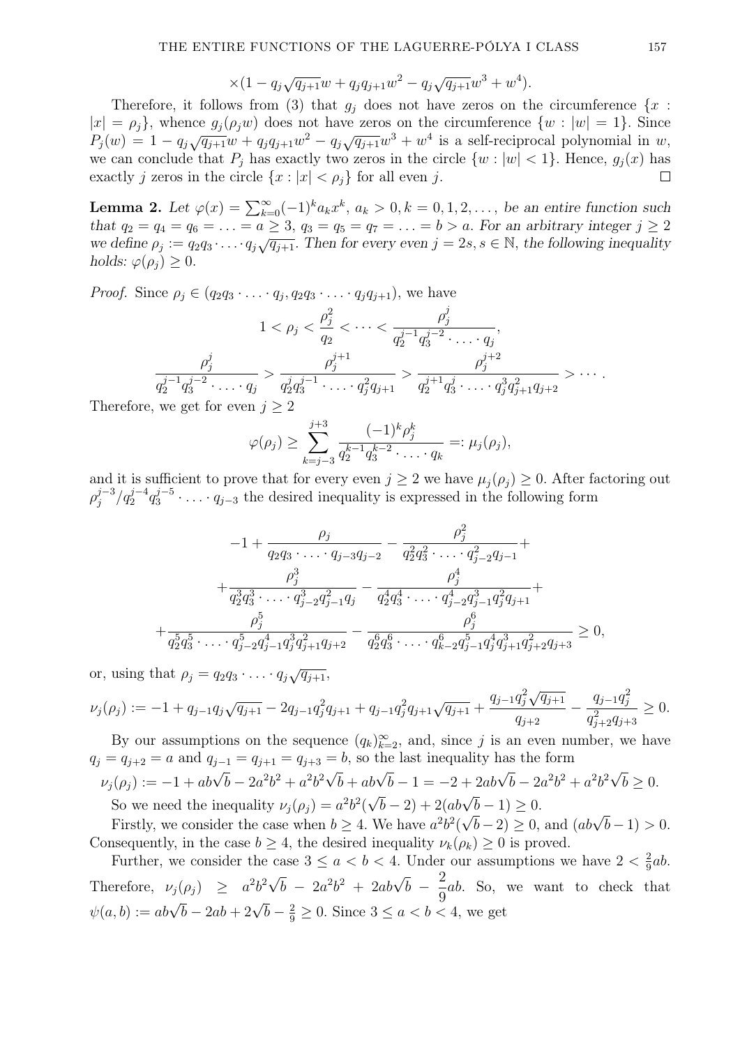$$\times(1 - q_j\sqrt{q_{j+1}}w + q_jq_{j+1}w^2 - q_j\sqrt{q_{j+1}}w^3 + w^4).$$

Therefore, it follows from (3) that $g_j$ does not have zeros on the circumference $\{x : |x| = \rho_j\}$, whence $g_j(\rho_j w)$ does not have zeros on the circumference $\{w : |w| = 1\}$. Since $P_j(w) = 1 - q_j\sqrt{q_{j+1}}w + q_jq_{j+1}w^2 - q_j\sqrt{q_{j+1}}w^3 + w^4$ is a self-reciprocal polynomial in $w$, we can conclude that $P_j$ has exactly two zeros in the circle $\{w : |w| < 1\}$. Hence, $g_j(x)$ has exactly $j$ zeros in the circle $\{x : |x| < \rho_j\}$ for all even $j$. $\square$

**Lemma 2.** *Let $\varphi(x) = \sum_{k=0}^{\infty}(-1)^k a_k x^k$, $a_k > 0, k = 0, 1, 2, \ldots$, be an entire function such that $q_2 = q_4 = q_6 = \ldots = a \geq 3$, $q_3 = q_5 = q_7 = \ldots = b > a$. For an arbitrary integer $j \geq 2$ we define $\rho_j := q_2 q_3 \cdot \ldots \cdot q_j \sqrt{q_{j+1}}$. Then for every even $j = 2s$, $s \in \mathbb{N}$, the following inequality holds: $\varphi(\rho_j) \geq 0$.*

*Proof.* Since $\rho_j \in (q_2q_3 \cdot \ldots \cdot q_j, q_2q_3 \cdot \ldots \cdot q_jq_{j+1})$, we have

$$1 < \rho_j < \frac{\rho_j^2}{q_2} < \cdots < \frac{\rho_j^j}{q_2^{j-1}q_3^{j-2} \cdot \ldots \cdot q_j},$$

$$\frac{\rho_j^j}{q_2^{j-1}q_3^{j-2} \cdot \ldots \cdot q_j} > \frac{\rho_j^{j+1}}{q_2^j q_3^{j-1} \cdot \ldots \cdot q_j^2 q_{j+1}} > \frac{\rho_j^{j+2}}{q_2^{j+1}q_3^j \cdot \ldots \cdot q_j^3 q_{j+1}^2 q_{j+2}} > \cdots .$$

Therefore, we get for even $j \geq 2$

$$\varphi(\rho_j) \geq \sum_{k=j-3}^{j+3} \frac{(-1)^k \rho_j^k}{q_2^{k-1}q_3^{k-2} \cdot \ldots \cdot q_k} =: \mu_j(\rho_j),$$

and it is sufficient to prove that for every even $j \geq 2$ we have $\mu_j(\rho_j) \geq 0$. After factoring out $\rho_j^{j-3}/q_2^{j-4}q_3^{j-5} \cdot \ldots \cdot q_{j-3}$ the desired inequality is expressed in the following form

$$-1 + \frac{\rho_j}{q_2q_3 \cdot \ldots \cdot q_{j-3}q_{j-2}} - \frac{\rho_j^2}{q_2^2q_3^2 \cdot \ldots \cdot q_{j-2}^2 q_{j-1}} +$$
$$+ \frac{\rho_j^3}{q_2^3q_3^3 \cdot \ldots \cdot q_{j-2}^3 q_{j-1}^2 q_j} - \frac{\rho_j^4}{q_2^4q_3^4 \cdot \ldots \cdot q_{j-2}^4 q_{j-1}^3 q_j^2 q_{j+1}} +$$
$$+ \frac{\rho_j^5}{q_2^5q_3^5 \cdot \ldots \cdot q_{j-2}^5 q_{j-1}^4 q_j^3 q_{j+1}^2 q_{j+2}} - \frac{\rho_j^6}{q_2^6q_3^6 \cdot \ldots \cdot q_{k-2}^6 q_{j-1}^5 q_j^4 q_{j+1}^3 q_{j+2}^2 q_{j+3}} \geq 0,$$

or, using that $\rho_j = q_2q_3 \cdot \ldots \cdot q_j\sqrt{q_{j+1}}$,

$$\nu_j(\rho_j) := -1 + q_{j-1}q_j\sqrt{q_{j+1}} - 2q_{j-1}q_j^2q_{j+1} + q_{j-1}q_j^2q_{j+1}\sqrt{q_{j+1}} + \frac{q_{j-1}q_j^2\sqrt{q_{j+1}}}{q_{j+2}} - \frac{q_{j-1}q_j^2}{q_{j+2}^2q_{j+3}} \geq 0.$$

By our assumptions on the sequence $(q_k)_{k=2}^{\infty}$, and, since $j$ is an even number, we have $q_j = q_{j+2} = a$ and $q_{j-1} = q_{j+1} = q_{j+3} = b$, so the last inequality has the form

$$\nu_j(\rho_j) := -1 + ab\sqrt{b} - 2a^2b^2 + a^2b^2\sqrt{b} + ab\sqrt{b} - 1 = -2 + 2ab\sqrt{b} - 2a^2b^2 + a^2b^2\sqrt{b} \geq 0.$$

So we need the inequality $\nu_j(\rho_j) = a^2b^2(\sqrt{b} - 2) + 2(ab\sqrt{b} - 1) \geq 0$.

Firstly, we consider the case when $b \geq 4$. We have $a^2b^2(\sqrt{b} - 2) \geq 0$, and $(ab\sqrt{b} - 1) > 0$. Consequently, in the case $b \geq 4$, the desired inequality $\nu_k(\rho_k) \geq 0$ is proved.

Further, we consider the case $3 \leq a < b < 4$. Under our assumptions we have $2 < \frac{2}{9}ab$. Therefore, $\nu_j(\rho_j) \geq a^2b^2\sqrt{b} - 2a^2b^2 + 2ab\sqrt{b} - \frac{2}{9}ab$. So, we want to check that $\psi(a, b) := ab\sqrt{b} - 2ab + 2\sqrt{b} - \frac{2}{9} \geq 0$. Since $3 \leq a < b < 4$, we get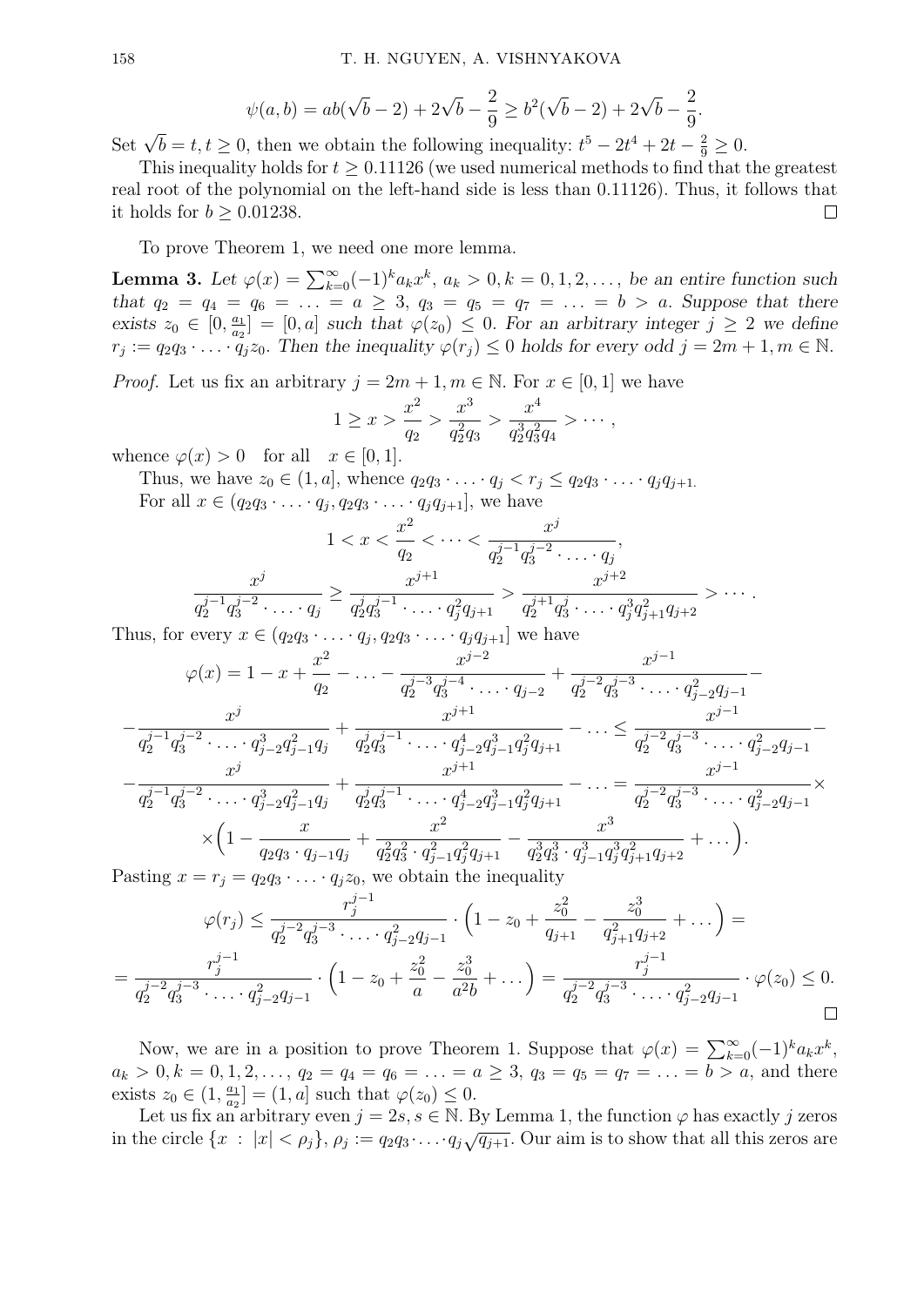$$\psi(a,b) = ab(\sqrt{b}-2) + 2\sqrt{b} - \frac{2}{9} \geq b^2(\sqrt{b}-2) + 2\sqrt{b} - \frac{2}{9}.$$

Set $\sqrt{b} = t, t \geq 0$, then we obtain the following inequality: $t^5 - 2t^4 + 2t - \frac{2}{9} \geq 0$.

This inequality holds for $t \geq 0.11126$ (we used numerical methods to find that the greatest real root of the polynomial on the left-hand side is less than 0.11126). Thus, it follows that it holds for $b \geq 0.01238$. □

To prove Theorem 1, we need one more lemma.

**Lemma 3.** *Let $\varphi(x) = \sum_{k=0}^{\infty}(-1)^k a_k x^k$, $a_k > 0, k = 0, 1, 2, \ldots,$ be an entire function such that $q_2 = q_4 = q_6 = \ldots = a \geq 3$, $q_3 = q_5 = q_7 = \ldots = b > a$. Suppose that there exists $z_0 \in [0, \frac{a_1}{a_2}] = [0, a]$ such that $\varphi(z_0) \leq 0$. For an arbitrary integer $j \geq 2$ we define $r_j := q_2 q_3 \cdot \ldots \cdot q_j z_0$. Then the inequality $\varphi(r_j) \leq 0$ holds for every odd $j = 2m+1, m \in \mathbb{N}$.*

*Proof.* Let us fix an arbitrary $j = 2m+1, m \in \mathbb{N}$. For $x \in [0, 1]$ we have

$$1 \geq x > \frac{x^2}{q_2} > \frac{x^3}{q_2^2 q_3} > \frac{x^4}{q_2^3 q_3^2 q_4} > \cdots,$$

whence $\varphi(x) > 0$ for all $x \in [0, 1]$.

Thus, we have $z_0 \in (1, a]$, whence $q_2 q_3 \cdot \ldots \cdot q_j < r_j \leq q_2 q_3 \cdot \ldots \cdot q_j q_{j+1}$.

For all $x \in (q_2 q_3 \cdot \ldots \cdot q_j, q_2 q_3 \cdot \ldots \cdot q_j q_{j+1}]$, we have

$$1 < x < \frac{x^2}{q_2} < \cdots < \frac{x^j}{q_2^{j-1} q_3^{j-2} \cdot \ldots \cdot q_j},$$

$$\frac{x^j}{q_2^{j-1} q_3^{j-2} \cdot \ldots \cdot q_j} \geq \frac{x^{j+1}}{q_2^j q_3^{j-1} \cdot \ldots \cdot q_j^2 q_{j+1}} > \frac{x^{j+2}}{q_2^{j+1} q_3^j \cdot \ldots \cdot q_j^3 q_{j+1}^2 q_{j+2}} > \cdots.$$

Thus, for every $x \in (q_2 q_3 \cdot \ldots \cdot q_j, q_2 q_3 \cdot \ldots \cdot q_j q_{j+1}]$ we have

$$\varphi(x) = 1 - x + \frac{x^2}{q_2} - \ldots - \frac{x^{j-2}}{q_2^{j-3} q_3^{j-4} \cdot \ldots \cdot q_{j-2}} + \frac{x^{j-1}}{q_2^{j-2} q_3^{j-3} \cdot \ldots \cdot q_{j-2}^2 q_{j-1}} -$$

$$- \frac{x^j}{q_2^{j-1} q_3^{j-2} \cdot \ldots \cdot q_{j-2}^3 q_{j-1}^2 q_j} + \frac{x^{j+1}}{q_2^j q_3^{j-1} \cdot \ldots \cdot q_{j-2}^4 q_{j-1}^3 q_j^2 q_{j+1}} - \ldots \leq \frac{x^{j-1}}{q_2^{j-2} q_3^{j-3} \cdot \ldots \cdot q_{j-2}^2 q_{j-1}} -$$

$$- \frac{x^j}{q_2^{j-1} q_3^{j-2} \cdot \ldots \cdot q_{j-2}^3 q_{j-1}^2 q_j} + \frac{x^{j+1}}{q_2^j q_3^{j-1} \cdot \ldots \cdot q_{j-2}^4 q_{j-1}^3 q_j^2 q_{j+1}} - \ldots = \frac{x^{j-1}}{q_2^{j-2} q_3^{j-3} \cdot \ldots \cdot q_{j-2}^2 q_{j-1}} \times$$

$$\times \Big(1 - \frac{x}{q_2 q_3 \cdot q_{j-1} q_j} + \frac{x^2}{q_2^2 q_3^2 \cdot q_{j-1}^2 q_j^2 q_{j+1}} - \frac{x^3}{q_2^3 q_3^3 \cdot q_{j-1}^3 q_j^3 q_{j+1}^2 q_{j+2}} + \ldots\Big).$$

Pasting $x = r_j = q_2 q_3 \cdot \ldots \cdot q_j z_0$, we obtain the inequality

$$\varphi(r_j) \leq \frac{r_j^{j-1}}{q_2^{j-2} q_3^{j-3} \cdot \ldots \cdot q_{j-2}^2 q_{j-1}} \cdot \Big(1 - z_0 + \frac{z_0^2}{q_{j+1}} - \frac{z_0^3}{q_{j+1}^2 q_{j+2}} + \ldots\Big) =$$

$$= \frac{r_j^{j-1}}{q_2^{j-2} q_3^{j-3} \cdot \ldots \cdot q_{j-2}^2 q_{j-1}} \cdot \Big(1 - z_0 + \frac{z_0^2}{a} - \frac{z_0^3}{a^2 b} + \ldots\Big) = \frac{r_j^{j-1}}{q_2^{j-2} q_3^{j-3} \cdot \ldots \cdot q_{j-2}^2 q_{j-1}} \cdot \varphi(z_0) \leq 0.$$

□

Now, we are in a position to prove Theorem 1. Suppose that $\varphi(x) = \sum_{k=0}^{\infty}(-1)^k a_k x^k$, $a_k > 0, k = 0, 1, 2, \ldots$, $q_2 = q_4 = q_6 = \ldots = a \geq 3$, $q_3 = q_5 = q_7 = \ldots = b > a$, and there exists $z_0 \in (1, \frac{a_1}{a_2}] = (1, a]$ such that $\varphi(z_0) \leq 0$.

Let us fix an arbitrary even $j = 2s, s \in \mathbb{N}$. By Lemma 1, the function $\varphi$ has exactly $j$ zeros in the circle $\{x \ : \ |x| < \rho_j\}$, $\rho_j := q_2 q_3 \cdot \ldots \cdot q_j \sqrt{q_{j+1}}$. Our aim is to show that all this zeros are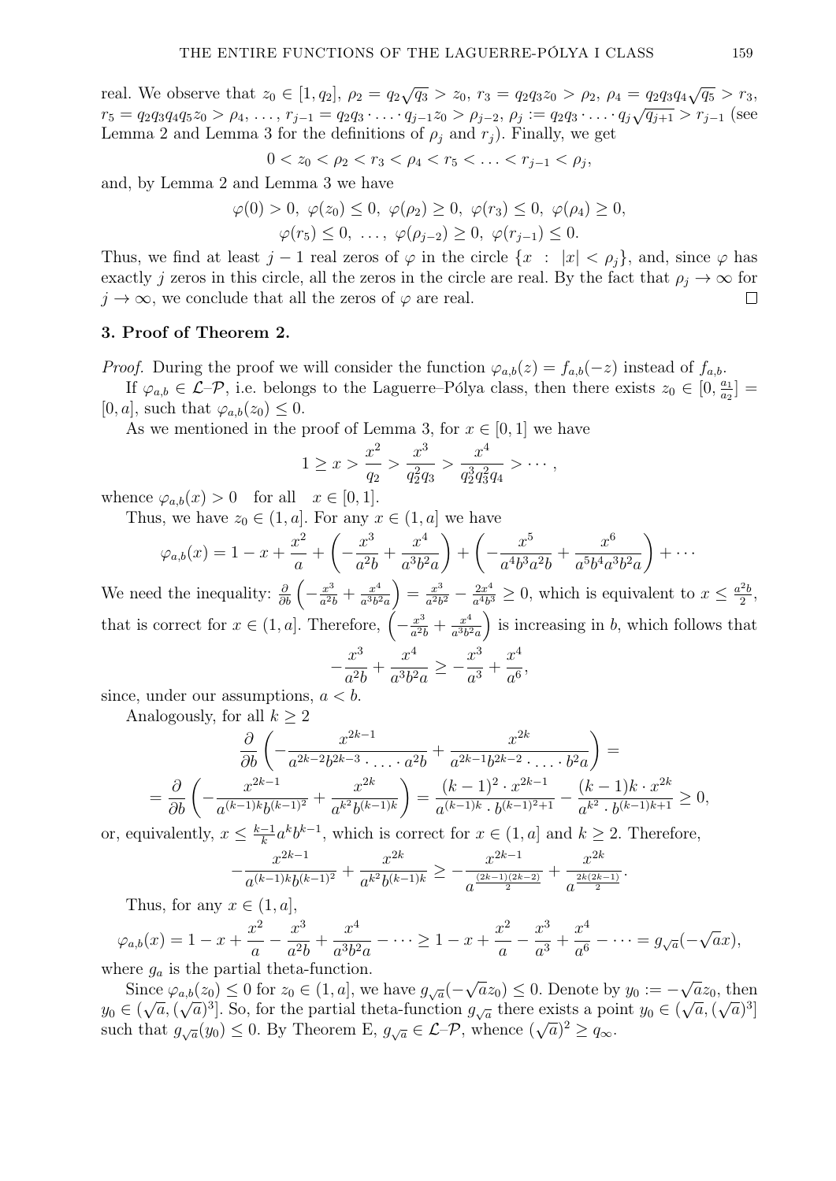real. We observe that $z_0 \in [1, q_2]$, $\rho_2 = q_2\sqrt{q_3} > z_0$, $r_3 = q_2 q_3 z_0 > \rho_2$, $\rho_4 = q_2 q_3 q_4 \sqrt{q_5} > r_3$, $r_5 = q_2 q_3 q_4 q_5 z_0 > \rho_4$, $\ldots$, $r_{j-1} = q_2 q_3 \cdot \ldots \cdot q_{j-1} z_0 > \rho_{j-2}$, $\rho_j := q_2 q_3 \cdot \ldots \cdot q_j \sqrt{q_{j+1}} > r_{j-1}$ (see Lemma 2 and Lemma 3 for the definitions of $\rho_j$ and $r_j$). Finally, we get

$$0 < z_0 < \rho_2 < r_3 < \rho_4 < r_5 < \ldots < r_{j-1} < \rho_j,$$

and, by Lemma 2 and Lemma 3 we have

$$\varphi(0) > 0,\ \varphi(z_0) \leq 0,\ \varphi(\rho_2) \geq 0,\ \varphi(r_3) \leq 0,\ \varphi(\rho_4) \geq 0,$$
$$\varphi(r_5) \leq 0,\ \ldots,\ \varphi(\rho_{j-2}) \geq 0,\ \varphi(r_{j-1}) \leq 0.$$

Thus, we find at least $j-1$ real zeros of $\varphi$ in the circle $\{x \ : \ |x| < \rho_j\}$, and, since $\varphi$ has exactly $j$ zeros in this circle, all the zeros in the circle are real. By the fact that $\rho_j \to \infty$ for $j \to \infty$, we conclude that all the zeros of $\varphi$ are real. $\square$

## 3. Proof of Theorem 2.

*Proof.* During the proof we will consider the function $\varphi_{a,b}(z) = f_{a,b}(-z)$ instead of $f_{a,b}$.

If $\varphi_{a,b} \in \mathcal{L}\text{–}\mathcal{P}$, i.e. belongs to the Laguerre–Pólya class, then there exists $z_0 \in [0, \frac{a_1}{a_2}] = [0, a]$, such that $\varphi_{a,b}(z_0) \leq 0$.

As we mentioned in the proof of Lemma 3, for $x \in [0, 1]$ we have

$$1 \geq x > \frac{x^2}{q_2} > \frac{x^3}{q_2^2 q_3} > \frac{x^4}{q_2^3 q_3^2 q_4} > \cdots,$$

whence $\varphi_{a,b}(x) > 0 \quad$ for all $\quad x \in [0, 1]$.

Thus, we have $z_0 \in (1, a]$. For any $x \in (1, a]$ we have

$$\varphi_{a,b}(x) = 1 - x + \frac{x^2}{a} + \left(-\frac{x^3}{a^2 b} + \frac{x^4}{a^3 b^2 a}\right) + \left(-\frac{x^5}{a^4 b^3 a^2 b} + \frac{x^6}{a^5 b^4 a^3 b^2 a}\right) + \cdots$$

We need the inequality: $\frac{\partial}{\partial b}\left(-\frac{x^3}{a^2 b} + \frac{x^4}{a^3 b^2 a}\right) = \frac{x^3}{a^2 b^2} - \frac{2x^4}{a^4 b^3} \geq 0$, which is equivalent to $x \leq \frac{a^2 b}{2}$, that is correct for $x \in (1, a]$. Therefore, $\left(-\frac{x^3}{a^2 b} + \frac{x^4}{a^3 b^2 a}\right)$ is increasing in $b$, which follows that

$$-\frac{x^3}{a^2 b} + \frac{x^4}{a^3 b^2 a} \geq -\frac{x^3}{a^3} + \frac{x^4}{a^6},$$

since, under our assumptions, $a < b$.

Analogously, for all $k \geq 2$

$$\frac{\partial}{\partial b}\left(-\frac{x^{2k-1}}{a^{2k-2} b^{2k-3} \cdot \ldots \cdot a^2 b} + \frac{x^{2k}}{a^{2k-1} b^{2k-2} \cdot \ldots \cdot b^2 a}\right) =$$
$$= \frac{\partial}{\partial b}\left(-\frac{x^{2k-1}}{a^{(k-1)k} b^{(k-1)^2}} + \frac{x^{2k}}{a^{k^2} b^{(k-1)k}}\right) = \frac{(k-1)^2 \cdot x^{2k-1}}{a^{(k-1)k} \cdot b^{(k-1)^2+1}} - \frac{(k-1)k \cdot x^{2k}}{a^{k^2} \cdot b^{(k-1)k+1}} \geq 0,$$

or, equivalently, $x \leq \frac{k-1}{k} a^k b^{k-1}$, which is correct for $x \in (1, a]$ and $k \geq 2$. Therefore,

$$-\frac{x^{2k-1}}{a^{(k-1)k} b^{(k-1)^2}} + \frac{x^{2k}}{a^{k^2} b^{(k-1)k}} \geq -\frac{x^{2k-1}}{a^{\frac{(2k-1)(2k-2)}{2}}} + \frac{x^{2k}}{a^{\frac{2k(2k-1)}{2}}}.$$

Thus, for any $x \in (1, a]$,

$$\varphi_{a,b}(x) = 1 - x + \frac{x^2}{a} - \frac{x^3}{a^2 b} + \frac{x^4}{a^3 b^2 a} - \cdots \geq 1 - x + \frac{x^2}{a} - \frac{x^3}{a^3} + \frac{x^4}{a^6} - \cdots = g_{\sqrt{a}}(-\sqrt{a} x),$$

where $g_a$ is the partial theta-function.

Since $\varphi_{a,b}(z_0) \leq 0$ for $z_0 \in (1, a]$, we have $g_{\sqrt{a}}(-\sqrt{a} z_0) \leq 0$. Denote by $y_0 := -\sqrt{a} z_0$, then $y_0 \in (\sqrt{a}, (\sqrt{a})^3]$. So, for the partial theta-function $g_{\sqrt{a}}$ there exists a point $y_0 \in (\sqrt{a}, (\sqrt{a})^3]$ such that $g_{\sqrt{a}}(y_0) \leq 0$. By Theorem E, $g_{\sqrt{a}} \in \mathcal{L}\text{–}\mathcal{P}$, whence $(\sqrt{a})^2 \geq q_\infty$.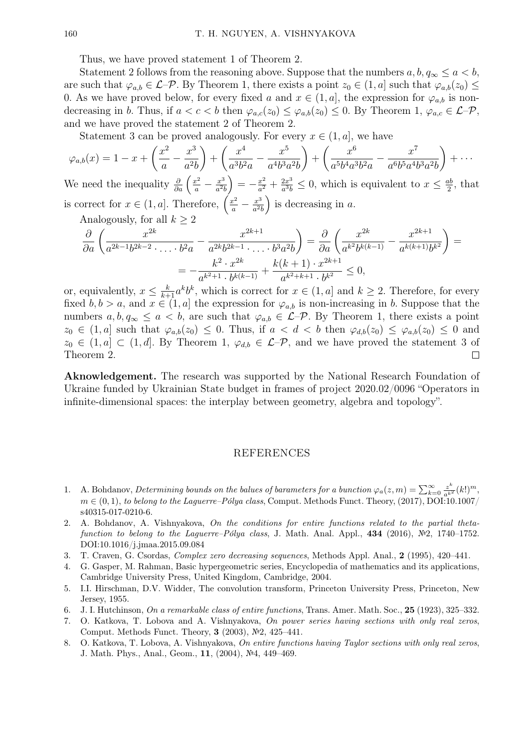Thus, we have proved statement 1 of Theorem 2.

Statement 2 follows from the reasoning above. Suppose that the numbers $a, b, q_\infty \leq a < b$, are such that $\varphi_{a,b} \in \mathcal{L}\text{–}\mathcal{P}$. By Theorem 1, there exists a point $z_0 \in (1, a]$ such that $\varphi_{a,b}(z_0) \leq 0$. As we have proved below, for every fixed $a$ and $x \in (1, a]$, the expression for $\varphi_{a,b}$ is non-decreasing in $b$. Thus, if $a < c < b$ then $\varphi_{a,c}(z_0) \leq \varphi_{a,b}(z_0) \leq 0$. By Theorem 1, $\varphi_{a,c} \in \mathcal{L}\text{–}\mathcal{P}$, and we have proved the statement 2 of Theorem 2.

Statement 3 can be proved analogously. For every $x \in (1, a]$, we have

$$\varphi_{a,b}(x) = 1 - x + \left(\frac{x^2}{a} - \frac{x^3}{a^2 b}\right) + \left(\frac{x^4}{a^3 b^2 a} - \frac{x^5}{a^4 b^3 a^2 b}\right) + \left(\frac{x^6}{a^5 b^4 a^3 b^2 a} - \frac{x^7}{a^6 b^5 a^4 b^3 a^2 b}\right) + \cdots$$

We need the inequality $\frac{\partial}{\partial a}\left(\frac{x^2}{a} - \frac{x^3}{a^2 b}\right) = -\frac{x^2}{a^2} + \frac{2x^3}{a^3 b} \leq 0$, which is equivalent to $x \leq \frac{ab}{2}$, that is correct for $x \in (1, a]$. Therefore, $\left(\frac{x^2}{a} - \frac{x^3}{a^2 b}\right)$ is decreasing in $a$.

Analogously, for all $k \geq 2$

$$\frac{\partial}{\partial a}\left(\frac{x^{2k}}{a^{2k-1}b^{2k-2}\cdot \ldots \cdot b^2 a} - \frac{x^{2k+1}}{a^{2k}b^{2k-1}\cdot \ldots \cdot b^3 a^2 b}\right) = \frac{\partial}{\partial a}\left(\frac{x^{2k}}{a^{k^2}b^{k(k-1)}} - \frac{x^{2k+1}}{a^{k(k+1)}b^{k^2}}\right) =$$

$$= -\frac{k^2 \cdot x^{2k}}{a^{k^2+1}\cdot b^{k(k-1)}} + \frac{k(k+1)\cdot x^{2k+1}}{a^{k^2+k+1}\cdot b^{k^2}} \leq 0,$$

or, equivalently, $x \leq \frac{k}{k+1} a^k b^k$, which is correct for $x \in (1, a]$ and $k \geq 2$. Therefore, for every fixed $b, b > a$, and $x \in (1, a]$ the expression for $\varphi_{a,b}$ is non-increasing in $b$. Suppose that the numbers $a, b, q_\infty \leq a < b$, are such that $\varphi_{a,b} \in \mathcal{L}\text{–}\mathcal{P}$. By Theorem 1, there exists a point $z_0 \in (1, a]$ such that $\varphi_{a,b}(z_0) \leq 0$. Thus, if $a < d < b$ then $\varphi_{d,b}(z_0) \leq \varphi_{a,b}(z_0) \leq 0$ and $z_0 \in (1, a] \subset (1, d]$. By Theorem 1, $\varphi_{d,b} \in \mathcal{L}\text{–}\mathcal{P}$, and we have proved the statement 3 of Theorem 2. $\square$

**Aknowledgement.** The research was supported by the National Research Foundation of Ukraine funded by Ukrainian State budget in frames of project 2020.02/0096 "Operators in infinite-dimensional spaces: the interplay between geometry, algebra and topology".

## REFERENCES

1. A. Bohdanov, *Determining bounds on the balues of barameters for a bunction $\varphi_a(z, m) = \sum_{k=0}^{\infty} \frac{z^k}{a^{k^2}}(k!)^m$, $m \in (0, 1)$, to belong to the Laguerre–Pólya class*, Comput. Methods Funct. Theory, (2017), DOI:10.1007/s40315-017-0210-6.
2. A. Bohdanov, A. Vishnyakova, *On the conditions for entire functions related to the partial theta-function to belong to the Laguerre–Pólya class*, J. Math. Anal. Appl., **434** (2016), №2, 1740–1752. DOI:10.1016/j.jmaa.2015.09.084
3. T. Craven, G. Csordas, *Complex zero decreasing sequences*, Methods Appl. Anal., **2** (1995), 420–441.
4. G. Gasper, M. Rahman, Basic hypergeometric series, Encyclopedia of mathematics and its applications, Cambridge University Press, United Kingdom, Cambridge, 2004.
5. I.I. Hirschman, D.V. Widder, The convolution transform, Princeton University Press, Princeton, New Jersey, 1955.
6. J. I. Hutchinson, *On a remarkable class of entire functions*, Trans. Amer. Math. Soc., **25** (1923), 325–332.
7. O. Katkova, T. Lobova and A. Vishnyakova, *On power series having sections with only real zeros*, Comput. Methods Funct. Theory, **3** (2003), №2, 425–441.
8. O. Katkova, T. Lobova, A. Vishnyakova, *On entire functions having Taylor sections with only real zeros*, J. Math. Phys., Anal., Geom., **11**, (2004), №4, 449–469.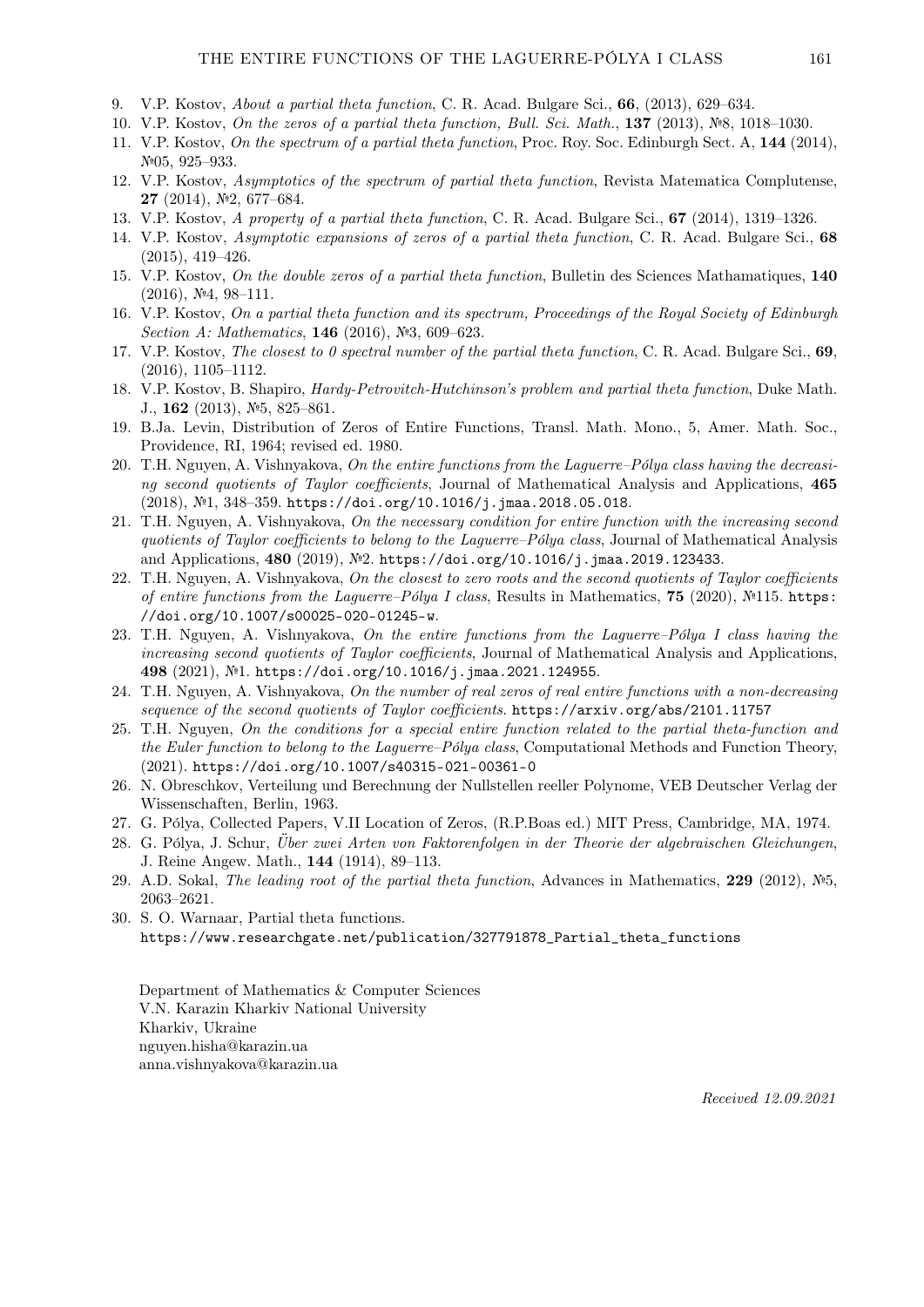9. V.P. Kostov, *About a partial theta function*, C. R. Acad. Bulgare Sci., **66**, (2013), 629–634.
10. V.P. Kostov, *On the zeros of a partial theta function, Bull. Sci. Math.*, **137** (2013), №8, 1018–1030.
11. V.P. Kostov, *On the spectrum of a partial theta function*, Proc. Roy. Soc. Edinburgh Sect. A, **144** (2014), №05, 925–933.
12. V.P. Kostov, *Asymptotics of the spectrum of partial theta function*, Revista Matematica Complutense, **27** (2014), №2, 677–684.
13. V.P. Kostov, *A property of a partial theta function*, C. R. Acad. Bulgare Sci., **67** (2014), 1319–1326.
14. V.P. Kostov, *Asymptotic expansions of zeros of a partial theta function*, C. R. Acad. Bulgare Sci., **68** (2015), 419–426.
15. V.P. Kostov, *On the double zeros of a partial theta function*, Bulletin des Sciences Mathamatiques, **140** (2016), №4, 98–111.
16. V.P. Kostov, *On a partial theta function and its spectrum, Proceedings of the Royal Society of Edinburgh Section A: Mathematics*, **146** (2016), №3, 609–623.
17. V.P. Kostov, *The closest to 0 spectral number of the partial theta function*, C. R. Acad. Bulgare Sci., **69**, (2016), 1105–1112.
18. V.P. Kostov, B. Shapiro, *Hardy-Petrovitch-Hutchinson's problem and partial theta function*, Duke Math. J., **162** (2013), №5, 825–861.
19. B.Ja. Levin, Distribution of Zeros of Entire Functions, Transl. Math. Mono., 5, Amer. Math. Soc., Providence, RI, 1964; revised ed. 1980.
20. T.H. Nguyen, A. Vishnyakova, *On the entire functions from the Laguerre–Pólya class having the decreasing second quotients of Taylor coefficients*, Journal of Mathematical Analysis and Applications, **465** (2018), №1, 348–359. https://doi.org/10.1016/j.jmaa.2018.05.018.
21. T.H. Nguyen, A. Vishnyakova, *On the necessary condition for entire function with the increasing second quotients of Taylor coefficients to belong to the Laguerre–Pólya class*, Journal of Mathematical Analysis and Applications, **480** (2019), №2. https://doi.org/10.1016/j.jmaa.2019.123433.
22. T.H. Nguyen, A. Vishnyakova, *On the closest to zero roots and the second quotients of Taylor coefficients of entire functions from the Laguerre–Pólya I class*, Results in Mathematics, **75** (2020), №115. https://doi.org/10.1007/s00025-020-01245-w.
23. T.H. Nguyen, A. Vishnyakova, *On the entire functions from the Laguerre–Pólya I class having the increasing second quotients of Taylor coefficients*, Journal of Mathematical Analysis and Applications, **498** (2021), №1. https://doi.org/10.1016/j.jmaa.2021.124955.
24. T.H. Nguyen, A. Vishnyakova, *On the number of real zeros of real entire functions with a non-decreasing sequence of the second quotients of Taylor coefficients*. https://arxiv.org/abs/2101.11757
25. T.H. Nguyen, *On the conditions for a special entire function related to the partial theta-function and the Euler function to belong to the Laguerre–Pólya class*, Computational Methods and Function Theory, (2021). https://doi.org/10.1007/s40315-021-00361-0
26. N. Obreschkov, Verteilung und Berechnung der Nullstellen reeller Polynome, VEB Deutscher Verlag der Wissenschaften, Berlin, 1963.
27. G. Pólya, Collected Papers, V.II Location of Zeros, (R.P.Boas ed.) MIT Press, Cambridge, MA, 1974.
28. G. Pólya, J. Schur, *Über zwei Arten von Faktorenfolgen in der Theorie der algebraischen Gleichungen*, J. Reine Angew. Math., **144** (1914), 89–113.
29. A.D. Sokal, *The leading root of the partial theta function*, Advances in Mathematics, **229** (2012), №5, 2063–2621.
30. S. O. Warnaar, Partial theta functions. https://www.researchgate.net/publication/327791878_Partial_theta_functions

Department of Mathematics & Computer Sciences
V.N. Karazin Kharkiv National University
Kharkiv, Ukraine
nguyen.hisha@karazin.ua
anna.vishnyakova@karazin.ua

*Received 12.09.2021*